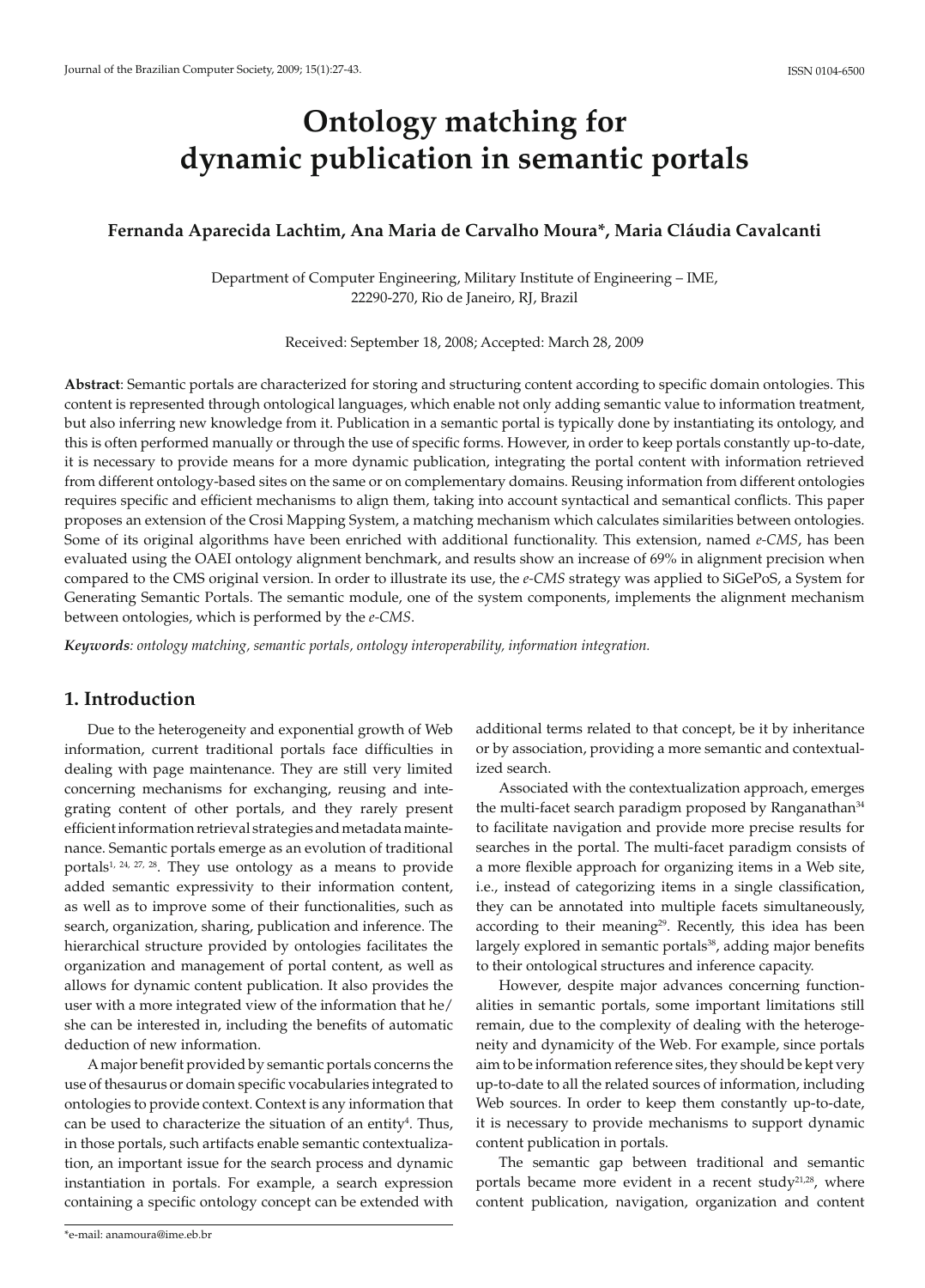# Ontology matching for dynamic publication in semantic portals

**Fernanda Aparecida Lachtim, Ana Maria de Carvalho Moura\*, Maria Cláudia Cavalcanti**

Department of Computer Engineering, Military Institute of Engineering – IME, 22290-270, Rio de Janeiro, RJ, Brazil

Received: September 18, 2008; Accepted: March 28, 2009

**Abstract**: Semantic portals are characterized for storing and structuring content according to specific domain ontologies. This content is represented through ontological languages, which enable not only adding semantic value to information treatment, but also inferring new knowledge from it. Publication in a semantic portal is typically done by instantiating its ontology, and this is often performed manually or through the use of specific forms. However, in order to keep portals constantly up-to-date, it is necessary to provide means for a more dynamic publication, integrating the portal content with information retrieved from different ontology-based sites on the same or on complementary domains. Reusing information from different ontologies requires specific and efficient mechanisms to align them, taking into account syntactical and semantical conflicts. This paper proposes an extension of the Crosi Mapping System, a matching mechanism which calculates similarities between ontologies. Some of its original algorithms have been enriched with additional functionality. This extension, named *e-CMS*, has been evaluated using the OAEI ontology alignment benchmark, and results show an increase of 69% in alignment precision when compared to the CMS original version. In order to illustrate its use, the *e-CMS* strategy was applied to SiGePoS, a System for Generating Semantic Portals. The semantic module, one of the system components, implements the alignment mechanism between ontologies, which is performed by the *e-CMS*.

***Keywords**: ontology matching, semantic portals, ontology interoperability, information integration.*

## 1. Introduction

Due to the heterogeneity and exponential growth of Web information, current traditional portals face difficulties in dealing with page maintenance. They are still very limited concerning mechanisms for exchanging, reusing and integrating content of other portals, and they rarely present efficient information retrieval strategies and metadata maintenance. Semantic portals emerge as an evolution of traditional portals[1, 24, 27, 28]. They use ontology as a means to provide added semantic expressivity to their information content, as well as to improve some of their functionalities, such as search, organization, sharing, publication and inference. The hierarchical structure provided by ontologies facilitates the organization and management of portal content, as well as allows for dynamic content publication. It also provides the user with a more integrated view of the information that he/she can be interested in, including the benefits of automatic deduction of new information.

A major benefit provided by semantic portals concerns the use of thesaurus or domain specific vocabularies integrated to ontologies to provide context. Context is any information that can be used to characterize the situation of an entity[4]. Thus, in those portals, such artifacts enable semantic contextualization, an important issue for the search process and dynamic instantiation in portals. For example, a search expression containing a specific ontology concept can be extended with additional terms related to that concept, be it by inheritance or by association, providing a more semantic and contextualized search.

Associated with the contextualization approach, emerges the multi-facet search paradigm proposed by Ranganathan[34] to facilitate navigation and provide more precise results for searches in the portal. The multi-facet paradigm consists of a more flexible approach for organizing items in a Web site, i.e., instead of categorizing items in a single classification, they can be annotated into multiple facets simultaneously, according to their meaning[29]. Recently, this idea has been largely explored in semantic portals[38], adding major benefits to their ontological structures and inference capacity.

However, despite major advances concerning functionalities in semantic portals, some important limitations still remain, due to the complexity of dealing with the heterogeneity and dynamicity of the Web. For example, since portals aim to be information reference sites, they should be kept very up-to-date to all the related sources of information, including Web sources. In order to keep them constantly up-to-date, it is necessary to provide mechanisms to support dynamic content publication in portals.

The semantic gap between traditional and semantic portals became more evident in a recent study[21,28], where content publication, navigation, organization and content

\*e-mail: anamoura@ime.eb.br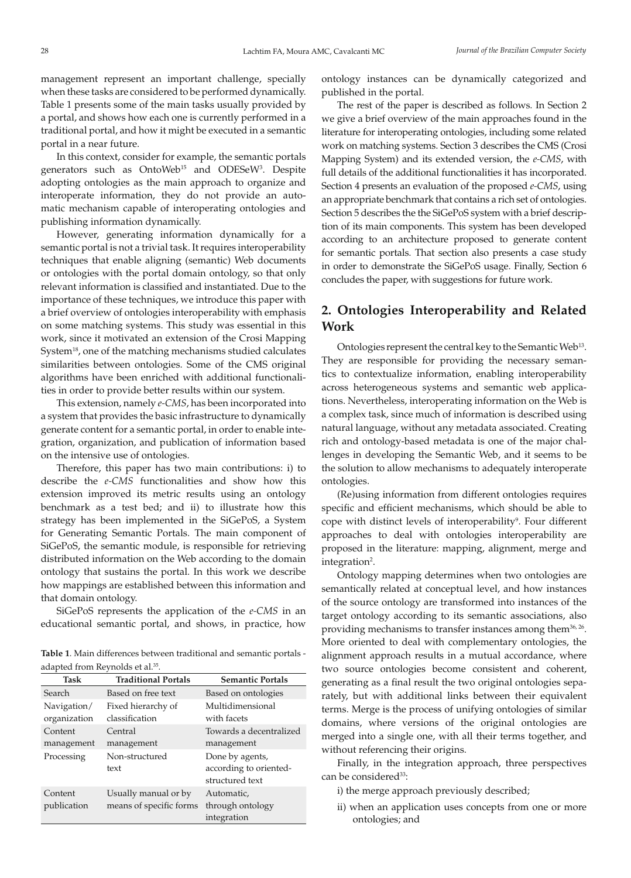management represent an important challenge, specially when these tasks are considered to be performed dynamically. Table 1 presents some of the main tasks usually provided by a portal, and shows how each one is currently performed in a traditional portal, and how it might be executed in a semantic portal in a near future.

In this context, consider for example, the semantic portals generators such as OntoWeb[15] and ODESeW[3]. Despite adopting ontologies as the main approach to organize and interoperate information, they do not provide an automatic mechanism capable of interoperating ontologies and publishing information dynamically.

However, generating information dynamically for a semantic portal is not a trivial task. It requires interoperability techniques that enable aligning (semantic) Web documents or ontologies with the portal domain ontology, so that only relevant information is classified and instantiated. Due to the importance of these techniques, we introduce this paper with a brief overview of ontologies interoperability with emphasis on some matching systems. This study was essential in this work, since it motivated an extension of the Crosi Mapping System[18], one of the matching mechanisms studied calculates similarities between ontologies. Some of the CMS original algorithms have been enriched with additional functionalities in order to provide better results within our system.

This extension, namely *e-CMS*, has been incorporated into a system that provides the basic infrastructure to dynamically generate content for a semantic portal, in order to enable integration, organization, and publication of information based on the intensive use of ontologies.

Therefore, this paper has two main contributions: i) to describe the *e-CMS* functionalities and show how this extension improved its metric results using an ontology benchmark as a test bed; and ii) to illustrate how this strategy has been implemented in the SiGePoS, a System for Generating Semantic Portals. The main component of SiGePoS, the semantic module, is responsible for retrieving distributed information on the Web according to the domain ontology that sustains the portal. In this work we describe how mappings are established between this information and that domain ontology.

SiGePoS represents the application of the *e-CMS* in an educational semantic portal, and shows, in practice, how ontology instances can be dynamically categorized and published in the portal.

**Table 1**. Main differences between traditional and semantic portals - adapted from Reynolds et al.[35].

| Task | Traditional Portals | Semantic Portals |
|---|---|---|
| Search | Based on free text | Based on ontologies |
| Navigation/ organization | Fixed hierarchy of classification | Multidimensional with facets |
| Content management | Central management | Towards a decentralized management |
| Processing | Non-structured text | Done by agents, according to oriented-structured text |
| Content publication | Usually manual or by means of specific forms | Automatic, through ontology integration |

The rest of the paper is described as follows. In Section 2 we give a brief overview of the main approaches found in the literature for interoperating ontologies, including some related work on matching systems. Section 3 describes the CMS (Crosi Mapping System) and its extended version, the *e-CMS*, with full details of the additional functionalities it has incorporated. Section 4 presents an evaluation of the proposed *e-CMS*, using an appropriate benchmark that contains a rich set of ontologies. Section 5 describes the the SiGePoS system with a brief description of its main components. This system has been developed according to an architecture proposed to generate content for semantic portals. That section also presents a case study in order to demonstrate the SiGePoS usage. Finally, Section 6 concludes the paper, with suggestions for future work.

## 2. Ontologies Interoperability and Related Work

Ontologies represent the central key to the Semantic Web[13]. They are responsible for providing the necessary semantics to contextualize information, enabling interoperability across heterogeneous systems and semantic web applications. Nevertheless, interoperating information on the Web is a complex task, since much of information is described using natural language, without any metadata associated. Creating rich and ontology-based metadata is one of the major challenges in developing the Semantic Web, and it seems to be the solution to allow mechanisms to adequately interoperate ontologies.

(Re)using information from different ontologies requires specific and efficient mechanisms, which should be able to cope with distinct levels of interoperability[9]. Four different approaches to deal with ontologies interoperability are proposed in the literature: mapping, alignment, merge and integration[2].

Ontology mapping determines when two ontologies are semantically related at conceptual level, and how instances of the source ontology are transformed into instances of the target ontology according to its semantic associations, also providing mechanisms to transfer instances among them[36, 26]. More oriented to deal with complementary ontologies, the alignment approach results in a mutual accordance, where two source ontologies become consistent and coherent, generating as a final result the two original ontologies separately, but with additional links between their equivalent terms. Merge is the process of unifying ontologies of similar domains, where versions of the original ontologies are merged into a single one, with all their terms together, and without referencing their origins.

Finally, in the integration approach, three perspectives can be considered[33]:

i) the merge approach previously described;

ii) when an application uses concepts from one or more ontologies; and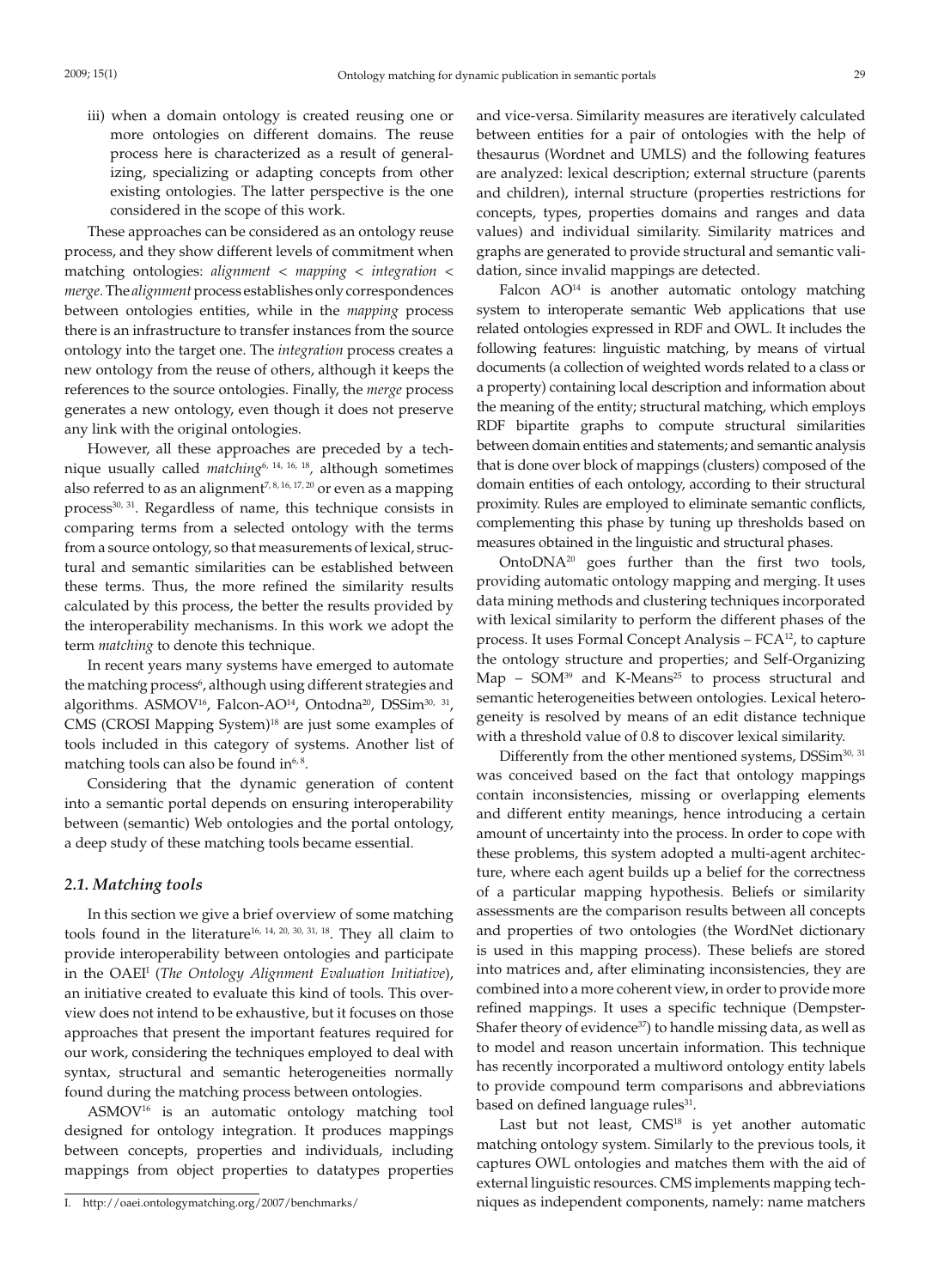iii) when a domain ontology is created reusing one or more ontologies on different domains. The reuse process here is characterized as a result of generalizing, specializing or adapting concepts from other existing ontologies. The latter perspective is the one considered in the scope of this work.

These approaches can be considered as an ontology reuse process, and they show different levels of commitment when matching ontologies: *alignment* < *mapping* < *integration* < *merge*. The *alignment* process establishes only correspondences between ontologies entities, while in the *mapping* process there is an infrastructure to transfer instances from the source ontology into the target one. The *integration* process creates a new ontology from the reuse of others, although it keeps the references to the source ontologies. Finally, the *merge* process generates a new ontology, even though it does not preserve any link with the original ontologies.

However, all these approaches are preceded by a technique usually called *matching*[6, 14, 16, 18], although sometimes also referred to as an alignment[7, 8, 16, 17, 20] or even as a mapping process[30, 31]. Regardless of name, this technique consists in comparing terms from a selected ontology with the terms from a source ontology, so that measurements of lexical, structural and semantic similarities can be established between these terms. Thus, the more refined the similarity results calculated by this process, the better the results provided by the interoperability mechanisms. In this work we adopt the term *matching* to denote this technique.

In recent years many systems have emerged to automate the matching process[6], although using different strategies and algorithms. ASMOV[16], Falcon-AO[14], Ontodna[20], DSSim[30, 31], CMS (CROSI Mapping System)[18] are just some examples of tools included in this category of systems. Another list of matching tools can also be found in[6, 8].

Considering that the dynamic generation of content into a semantic portal depends on ensuring interoperability between (semantic) Web ontologies and the portal ontology, a deep study of these matching tools became essential.

### *2.1. Matching tools*

In this section we give a brief overview of some matching tools found in the literature[16, 14, 20, 30, 31, 18]. They all claim to provide interoperability between ontologies and participate in the OAEI[I] (*The Ontology Alignment Evaluation Initiative*), an initiative created to evaluate this kind of tools. This overview does not intend to be exhaustive, but it focuses on those approaches that present the important features required for our work, considering the techniques employed to deal with syntax, structural and semantic heterogeneities normally found during the matching process between ontologies.

ASMOV[16] is an automatic ontology matching tool designed for ontology integration. It produces mappings between concepts, properties and individuals, including mappings from object properties to datatypes properties and vice-versa. Similarity measures are iteratively calculated between entities for a pair of ontologies with the help of thesaurus (Wordnet and UMLS) and the following features are analyzed: lexical description; external structure (parents and children), internal structure (properties restrictions for concepts, types, properties domains and ranges and data values) and individual similarity. Similarity matrices and graphs are generated to provide structural and semantic validation, since invalid mappings are detected.

Falcon AO[14] is another automatic ontology matching system to interoperate semantic Web applications that use related ontologies expressed in RDF and OWL. It includes the following features: linguistic matching, by means of virtual documents (a collection of weighted words related to a class or a property) containing local description and information about the meaning of the entity; structural matching, which employs RDF bipartite graphs to compute structural similarities between domain entities and statements; and semantic analysis that is done over block of mappings (clusters) composed of the domain entities of each ontology, according to their structural proximity. Rules are employed to eliminate semantic conflicts, complementing this phase by tuning up thresholds based on measures obtained in the linguistic and structural phases.

OntoDNA[20] goes further than the first two tools, providing automatic ontology mapping and merging. It uses data mining methods and clustering techniques incorporated with lexical similarity to perform the different phases of the process. It uses Formal Concept Analysis – FCA[12], to capture the ontology structure and properties; and Self-Organizing Map – SOM[39] and K-Means[25] to process structural and semantic heterogeneities between ontologies. Lexical heterogeneity is resolved by means of an edit distance technique with a threshold value of 0.8 to discover lexical similarity.

Differently from the other mentioned systems, DSSim[30, 31] was conceived based on the fact that ontology mappings contain inconsistencies, missing or overlapping elements and different entity meanings, hence introducing a certain amount of uncertainty into the process. In order to cope with these problems, this system adopted a multi-agent architecture, where each agent builds up a belief for the correctness of a particular mapping hypothesis. Beliefs or similarity assessments are the comparison results between all concepts and properties of two ontologies (the WordNet dictionary is used in this mapping process). These beliefs are stored into matrices and, after eliminating inconsistencies, they are combined into a more coherent view, in order to provide more refined mappings. It uses a specific technique (Dempster-Shafer theory of evidence[37]) to handle missing data, as well as to model and reason uncertain information. This technique has recently incorporated a multiword ontology entity labels to provide compound term comparisons and abbreviations based on defined language rules[31].

Last but not least, CMS[18] is yet another automatic matching ontology system. Similarly to the previous tools, it captures OWL ontologies and matches them with the aid of external linguistic resources. CMS implements mapping techniques as independent components, namely: name matchers

I. http://oaei.ontologymatching.org/2007/benchmarks/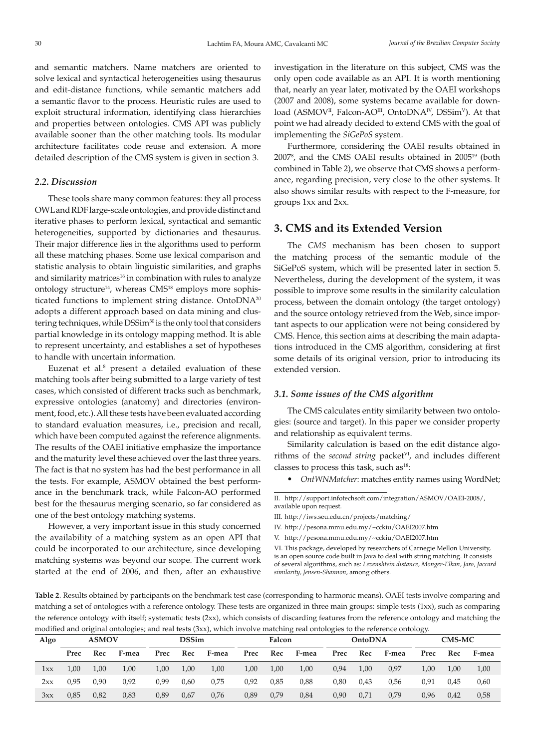and semantic matchers. Name matchers are oriented to solve lexical and syntactical heterogeneities using thesaurus and edit-distance functions, while semantic matchers add a semantic flavor to the process. Heuristic rules are used to exploit structural information, identifying class hierarchies and properties between ontologies. CMS API was publicly available sooner than the other matching tools. Its modular architecture facilitates code reuse and extension. A more detailed description of the CMS system is given in section 3.

### *2.2. Discussion*

These tools share many common features: they all process OWL and RDF large-scale ontologies, and provide distinct and iterative phases to perform lexical, syntactical and semantic heterogeneities, supported by dictionaries and thesaurus. Their major difference lies in the algorithms used to perform all these matching phases. Some use lexical comparison and statistic analysis to obtain linguistic similarities, and graphs and similarity matrices[16] in combination with rules to analyze ontology structure[14], whereas CMS[18] employs more sophisticated functions to implement string distance. OntoDNA[20] adopts a different approach based on data mining and clustering techniques, while DSSim[30] is the only tool that considers partial knowledge in its ontology mapping method. It is able to represent uncertainty, and establishes a set of hypotheses to handle with uncertain information.

Euzenat et al.[8] present a detailed evaluation of these matching tools after being submitted to a large variety of test cases, which consisted of different tracks such as benchmark, expressive ontologies (anatomy) and directories (environment, food, etc.). All these tests have been evaluated according to standard evaluation measures, i.e., precision and recall, which have been computed against the reference alignments. The results of the OAEI initiative emphasize the importance and the maturity level these achieved over the last three years. The fact is that no system has had the best performance in all the tests. For example, ASMOV obtained the best performance in the benchmark track, while Falcon-AO performed best for the thesaurus merging scenario, so far considered as one of the best ontology matching systems.

However, a very important issue in this study concerned the availability of a matching system as an open API that could be incorporated to our architecture, since developing matching systems was beyond our scope. The current work started at the end of 2006, and then, after an exhaustive investigation in the literature on this subject, CMS was the only open code available as an API. It is worth mentioning that, nearly an year later, motivated by the OAEI workshops (2007 and 2008), some systems became available for download (ASMOV[II], Falcon-AO[III], OntoDNA[IV], DSSim[V]). At that point we had already decided to extend CMS with the goal of implementing the *SiGePoS* system.

Furthermore, considering the OAEI results obtained in 2007[8], and the CMS OAEI results obtained in 2005[19] (both combined in Table 2), we observe that CMS shows a performance, regarding precision, very close to the other systems. It also shows similar results with respect to the F-measure, for groups 1xx and 2xx.

## 3. CMS and its Extended Version

The *CMS* mechanism has been chosen to support the matching process of the semantic module of the SiGePoS system, which will be presented later in section 5. Nevertheless, during the development of the system, it was possible to improve some results in the similarity calculation process, between the domain ontology (the target ontology) and the source ontology retrieved from the Web, since important aspects to our application were not being considered by CMS. Hence, this section aims at describing the main adaptations introduced in the CMS algorithm, considering at first some details of its original version, prior to introducing its extended version.

### *3.1. Some issues of the CMS algorithm*

The CMS calculates entity similarity between two ontologies: (source and target). In this paper we consider property and relationship as equivalent terms.

Similarity calculation is based on the edit distance algorithms of the *second string* packet[VI], and includes different classes to process this task, such as[18]:

- *OntWNMatcher*: matches entity names using WordNet;

II. http://support.infotechsoft.com/integration/ASMOV/OAEI-2008/, available upon request.

III. http://iws.seu.edu.cn/projects/matching/

IV. http://pesona.mmu.edu.my/~cckiu/OAEI2007.htm

V. http://pesona.mmu.edu.my/~cckiu/OAEI2007.htm

VI. This package, developed by researchers of Carnegie Mellon University, is an open source code built in Java to deal with string matching. It consists of several algorithms, such as: *Levenshtein distance, Monger-Elkan, Jaro, Jaccard similarity, Jensen-Shannon*, among others.

**Table 2**. Results obtained by participants on the benchmark test case (corresponding to harmonic means). OAEI tests involve comparing and matching a set of ontologies with a reference ontology. These tests are organized in three main groups: simple tests (1xx), such as comparing the reference ontology with itself; systematic tests (2xx), which consists of discarding features from the reference ontology and matching the modified and original ontologies; and real tests (3xx), which involve matching real ontologies to the reference ontology.

| Algo | ASMOV | | | DSSim | | | Falcon | | | OntoDNA | | | CMS-MC | | |
|---|---|---|---|---|---|---|---|---|---|---|---|---|---|---|---|
| | Prec | Rec | F-mea | Prec | Rec | F-mea | Prec | Rec | F-mea | Prec | Rec | F-mea | Prec | Rec | F-mea |
| 1xx | 1,00 | 1,00 | 1,00 | 1,00 | 1,00 | 1,00 | 1,00 | 1,00 | 1,00 | 0,94 | 1,00 | 0,97 | 1,00 | 1,00 | 1,00 |
| 2xx | 0,95 | 0,90 | 0,92 | 0,99 | 0,60 | 0,75 | 0,92 | 0,85 | 0,88 | 0,80 | 0,43 | 0,56 | 0,91 | 0,45 | 0,60 |
| 3xx | 0,85 | 0,82 | 0,83 | 0,89 | 0,67 | 0,76 | 0,89 | 0,79 | 0,84 | 0,90 | 0,71 | 0,79 | 0,96 | 0,42 | 0,58 |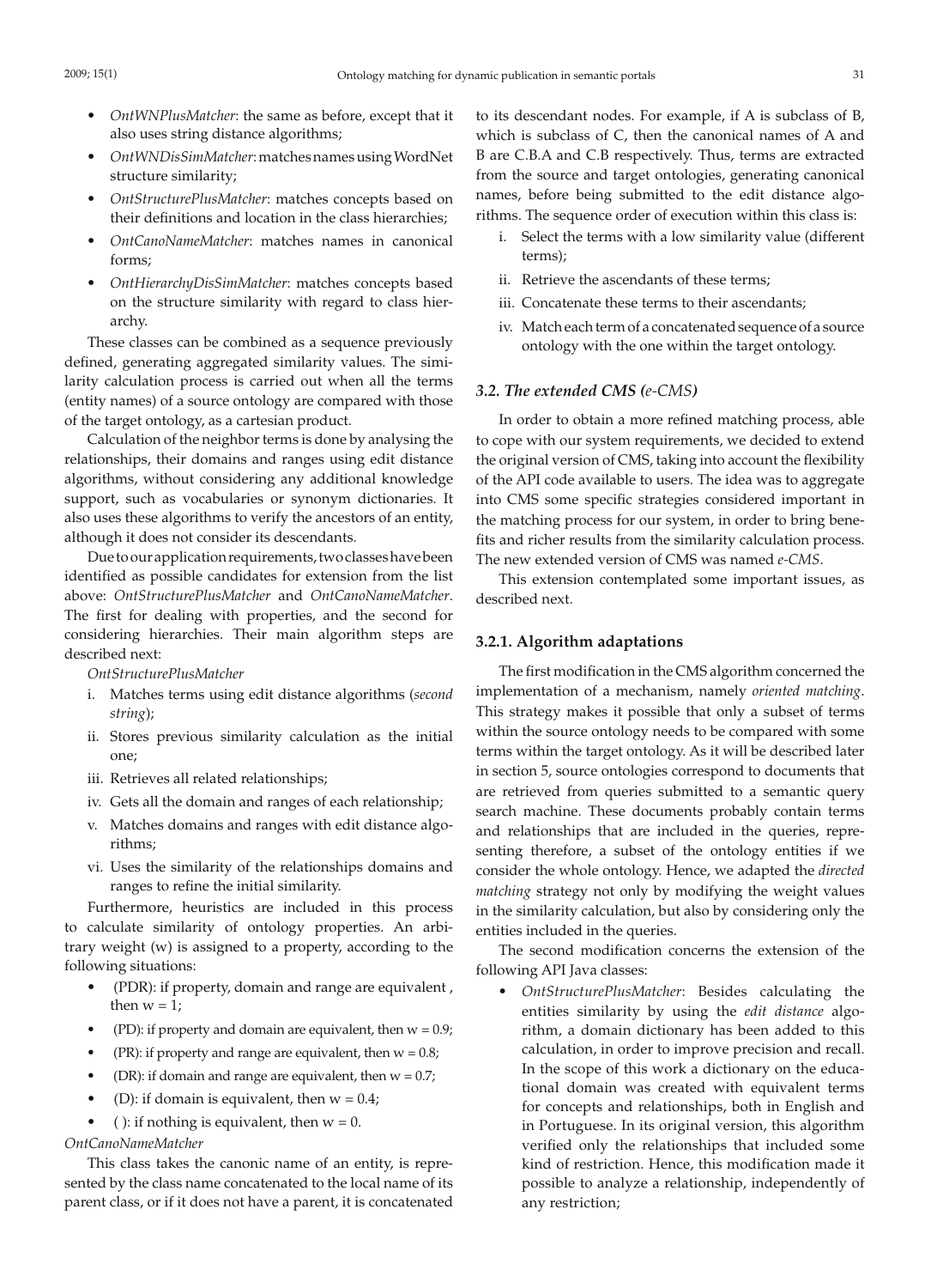- *OntWNPlusMatcher*: the same as before, except that it also uses string distance algorithms;
- *OntWNDisSimMatcher*: matches names using WordNet structure similarity;
- *OntStructurePlusMatcher*: matches concepts based on their definitions and location in the class hierarchies;
- *OntCanoNameMatcher*: matches names in canonical forms;
- *OntHierarchyDisSimMatcher*: matches concepts based on the structure similarity with regard to class hierarchy.

These classes can be combined as a sequence previously defined, generating aggregated similarity values. The similarity calculation process is carried out when all the terms (entity names) of a source ontology are compared with those of the target ontology, as a cartesian product.

Calculation of the neighbor terms is done by analysing the relationships, their domains and ranges using edit distance algorithms, without considering any additional knowledge support, such as vocabularies or synonym dictionaries. It also uses these algorithms to verify the ancestors of an entity, although it does not consider its descendants.

Due to our application requirements, two classes have been identified as possible candidates for extension from the list above: *OntStructurePlusMatcher* and *OntCanoNameMatcher*. The first for dealing with properties, and the second for considering hierarchies. Their main algorithm steps are described next:

*OntStructurePlusMatcher*

i. Matches terms using edit distance algorithms (*second string*);
ii. Stores previous similarity calculation as the initial one;
iii. Retrieves all related relationships;
iv. Gets all the domain and ranges of each relationship;
v. Matches domains and ranges with edit distance algorithms;
vi. Uses the similarity of the relationships domains and ranges to refine the initial similarity.

Furthermore, heuristics are included in this process to calculate similarity of ontology properties. An arbitrary weight (w) is assigned to a property, according to the following situations:

- (PDR): if property, domain and range are equivalent , then w = 1;
- (PD): if property and domain are equivalent, then w = 0.9;
- (PR): if property and range are equivalent, then w = 0.8;
- (DR): if domain and range are equivalent, then w = 0.7;
- (D): if domain is equivalent, then w = 0.4;
- ( ): if nothing is equivalent, then w = 0.

*OntCanoNameMatcher*

This class takes the canonic name of an entity, is represented by the class name concatenated to the local name of its parent class, or if it does not have a parent, it is concatenated to its descendant nodes. For example, if A is subclass of B, which is subclass of C, then the canonical names of A and B are C.B.A and C.B respectively. Thus, terms are extracted from the source and target ontologies, generating canonical names, before being submitted to the edit distance algorithms. The sequence order of execution within this class is:

i. Select the terms with a low similarity value (different terms);
ii. Retrieve the ascendants of these terms;
iii. Concatenate these terms to their ascendants;
iv. Match each term of a concatenated sequence of a source ontology with the one within the target ontology.

### 3.2. The extended CMS (*e-CMS*)

In order to obtain a more refined matching process, able to cope with our system requirements, we decided to extend the original version of CMS, taking into account the flexibility of the API code available to users. The idea was to aggregate into CMS some specific strategies considered important in the matching process for our system, in order to bring benefits and richer results from the similarity calculation process. The new extended version of CMS was named *e-CMS*.

This extension contemplated some important issues, as described next.

#### 3.2.1. Algorithm adaptations

The first modification in the CMS algorithm concerned the implementation of a mechanism, namely *oriented matching*. This strategy makes it possible that only a subset of terms within the source ontology needs to be compared with some terms within the target ontology. As it will be described later in section 5, source ontologies correspond to documents that are retrieved from queries submitted to a semantic query search machine. These documents probably contain terms and relationships that are included in the queries, representing therefore, a subset of the ontology entities if we consider the whole ontology. Hence, we adapted the *directed matching* strategy not only by modifying the weight values in the similarity calculation, but also by considering only the entities included in the queries.

The second modification concerns the extension of the following API Java classes:

- *OntStructurePlusMatcher*: Besides calculating the entities similarity by using the *edit distance* algorithm, a domain dictionary has been added to this calculation, in order to improve precision and recall. In the scope of this work a dictionary on the educational domain was created with equivalent terms for concepts and relationships, both in English and in Portuguese. In its original version, this algorithm verified only the relationships that included some kind of restriction. Hence, this modification made it possible to analyze a relationship, independently of any restriction;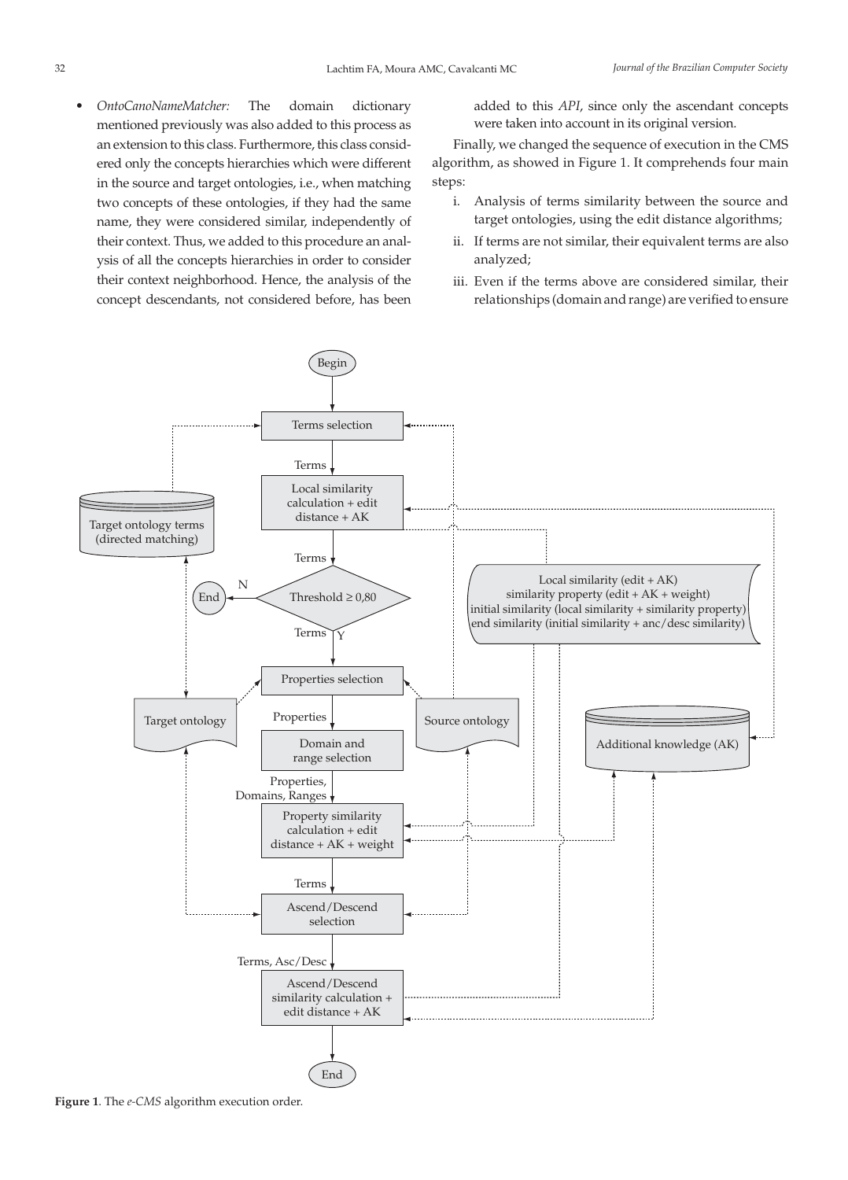- *OntoCanoNameMatcher:* The domain dictionary mentioned previously was also added to this process as an extension to this class. Furthermore, this class considered only the concepts hierarchies which were different in the source and target ontologies, i.e., when matching two concepts of these ontologies, if they had the same name, they were considered similar, independently of their context. Thus, we added to this procedure an analysis of all the concepts hierarchies in order to consider their context neighborhood. Hence, the analysis of the concept descendants, not considered before, has been added to this *API*, since only the ascendant concepts were taken into account in its original version.

Finally, we changed the sequence of execution in the CMS algorithm, as showed in Figure 1. It comprehends four main steps:

i. Analysis of terms similarity between the source and target ontologies, using the edit distance algorithms;
ii. If terms are not similar, their equivalent terms are also analyzed;
iii. Even if the terms above are considered similar, their relationships (domain and range) are verified to ensure

**Figure 1**. The *e-CMS* algorithm execution order.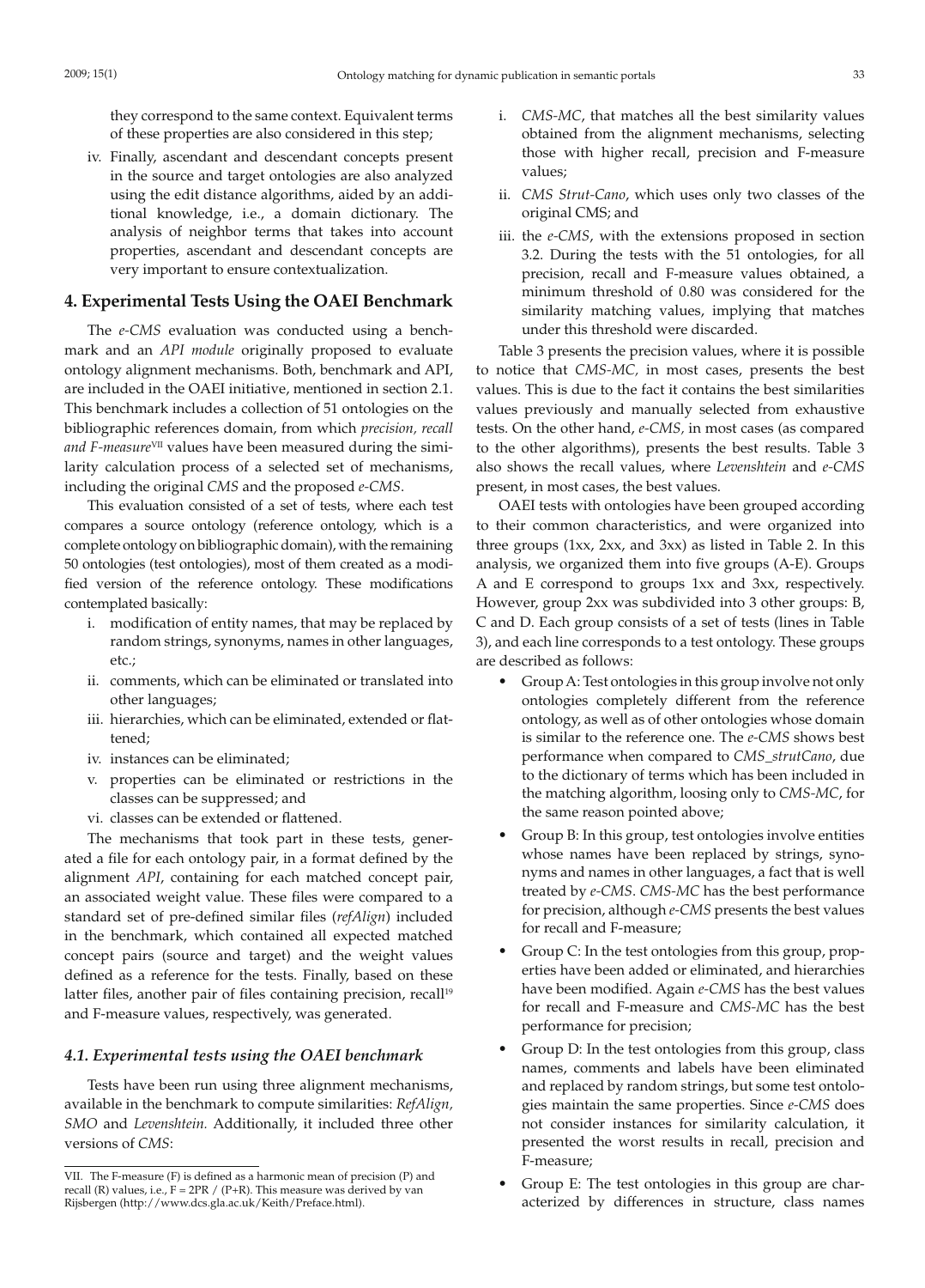they correspond to the same context. Equivalent terms of these properties are also considered in this step;

iv. Finally, ascendant and descendant concepts present in the source and target ontologies are also analyzed using the edit distance algorithms, aided by an additional knowledge, i.e., a domain dictionary. The analysis of neighbor terms that takes into account properties, ascendant and descendant concepts are very important to ensure contextualization.

## 4. Experimental Tests Using the OAEI Benchmark

The *e-CMS* evaluation was conducted using a benchmark and an *API module* originally proposed to evaluate ontology alignment mechanisms. Both, benchmark and API, are included in the OAEI initiative, mentioned in section 2.1. This benchmark includes a collection of 51 ontologies on the bibliographic references domain, from which *precision, recall and F-measure*[VII] values have been measured during the similarity calculation process of a selected set of mechanisms, including the original *CMS* and the proposed *e-CMS*.

This evaluation consisted of a set of tests, where each test compares a source ontology (reference ontology, which is a complete ontology on bibliographic domain), with the remaining 50 ontologies (test ontologies), most of them created as a modified version of the reference ontology. These modifications contemplated basically:

i. modification of entity names, that may be replaced by random strings, synonyms, names in other languages, etc.;
ii. comments, which can be eliminated or translated into other languages;
iii. hierarchies, which can be eliminated, extended or flattened;
iv. instances can be eliminated;
v. properties can be eliminated or restrictions in the classes can be suppressed; and
vi. classes can be extended or flattened.

The mechanisms that took part in these tests, generated a file for each ontology pair, in a format defined by the alignment *API*, containing for each matched concept pair, an associated weight value. These files were compared to a standard set of pre-defined similar files (*refAlign*) included in the benchmark, which contained all expected matched concept pairs (source and target) and the weight values defined as a reference for the tests. Finally, based on these latter files, another pair of files containing precision, recall[19] and F-measure values, respectively, was generated.

### 4.1. Experimental tests using the OAEI benchmark

Tests have been run using three alignment mechanisms, available in the benchmark to compute similarities: *RefAlign, SMO* and *Levenshtein.* Additionally, it included three other versions of *CMS*:

i. *CMS-MC*, that matches all the best similarity values obtained from the alignment mechanisms, selecting those with higher recall, precision and F-measure values;
ii. *CMS Strut-Cano*, which uses only two classes of the original CMS; and
iii. the *e-CMS*, with the extensions proposed in section 3.2. During the tests with the 51 ontologies, for all precision, recall and F-measure values obtained, a minimum threshold of 0.80 was considered for the similarity matching values, implying that matches under this threshold were discarded.

Table 3 presents the precision values, where it is possible to notice that *CMS-MC,* in most cases, presents the best values. This is due to the fact it contains the best similarities values previously and manually selected from exhaustive tests. On the other hand, *e-CMS,* in most cases (as compared to the other algorithms), presents the best results. Table 3 also shows the recall values, where *Levenshtein* and *e-CMS* present, in most cases, the best values.

OAEI tests with ontologies have been grouped according to their common characteristics, and were organized into three groups (1xx, 2xx, and 3xx) as listed in Table 2. In this analysis, we organized them into five groups (A-E). Groups A and E correspond to groups 1xx and 3xx, respectively. However, group 2xx was subdivided into 3 other groups: B, C and D. Each group consists of a set of tests (lines in Table 3), and each line corresponds to a test ontology. These groups are described as follows:

- Group A: Test ontologies in this group involve not only ontologies completely different from the reference ontology, as well as of other ontologies whose domain is similar to the reference one. The *e-CMS* shows best performance when compared to *CMS_strutCano*, due to the dictionary of terms which has been included in the matching algorithm, loosing only to *CMS-MC*, for the same reason pointed above;
- Group B: In this group, test ontologies involve entities whose names have been replaced by strings, synonyms and names in other languages, a fact that is well treated by *e-CMS*. *CMS-MC* has the best performance for precision, although *e-CMS* presents the best values for recall and F-measure;
- Group C: In the test ontologies from this group, properties have been added or eliminated, and hierarchies have been modified. Again *e-CMS* has the best values for recall and F-measure and *CMS-MC* has the best performance for precision;
- Group D: In the test ontologies from this group, class names, comments and labels have been eliminated and replaced by random strings, but some test ontologies maintain the same properties. Since *e-CMS* does not consider instances for similarity calculation, it presented the worst results in recall, precision and F-measure;
- Group E: The test ontologies in this group are characterized by differences in structure, class names

VII. The F-measure (F) is defined as a harmonic mean of precision (P) and recall (R) values, i.e., F = 2PR / (P+R). This measure was derived by van Rijsbergen (http://www.dcs.gla.ac.uk/Keith/Preface.html).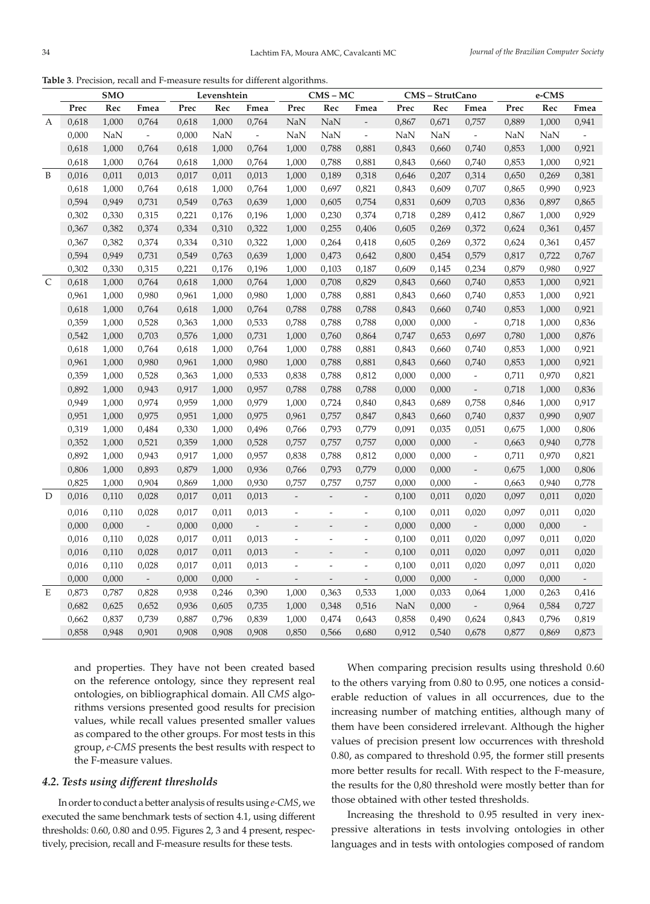**Table 3**. Precision, recall and F-measure results for different algorithms.

| | SMO | | | Levenshtein | | | CMS – MC | | | CMS – StrutCano | | | e-CMS | | |
|---|---|---|---|---|---|---|---|---|---|---|---|---|---|---|---|
| | Prec | Rec | Fmea | Prec | Rec | Fmea | Prec | Rec | Fmea | Prec | Rec | Fmea | Prec | Rec | Fmea |
| A | 0,618 | 1,000 | 0,764 | 0,618 | 1,000 | 0,764 | NaN | NaN | - | 0,867 | 0,671 | 0,757 | 0,889 | 1,000 | 0,941 |
| | 0,000 | NaN | - | 0,000 | NaN | - | NaN | NaN | - | NaN | NaN | - | NaN | NaN | - |
| | 0,618 | 1,000 | 0,764 | 0,618 | 1,000 | 0,764 | 1,000 | 0,788 | 0,881 | 0,843 | 0,660 | 0,740 | 0,853 | 1,000 | 0,921 |
| | 0,618 | 1,000 | 0,764 | 0,618 | 1,000 | 0,764 | 1,000 | 0,788 | 0,881 | 0,843 | 0,660 | 0,740 | 0,853 | 1,000 | 0,921 |
| B | 0,016 | 0,011 | 0,013 | 0,017 | 0,011 | 0,013 | 1,000 | 0,189 | 0,318 | 0,646 | 0,207 | 0,314 | 0,650 | 0,269 | 0,381 |
| | 0,618 | 1,000 | 0,764 | 0,618 | 1,000 | 0,764 | 1,000 | 0,697 | 0,821 | 0,843 | 0,609 | 0,707 | 0,865 | 0,990 | 0,923 |
| | 0,594 | 0,949 | 0,731 | 0,549 | 0,763 | 0,639 | 1,000 | 0,605 | 0,754 | 0,831 | 0,609 | 0,703 | 0,836 | 0,897 | 0,865 |
| | 0,302 | 0,330 | 0,315 | 0,221 | 0,176 | 0,196 | 1,000 | 0,230 | 0,374 | 0,718 | 0,289 | 0,412 | 0,867 | 1,000 | 0,929 |
| | 0,367 | 0,382 | 0,374 | 0,334 | 0,310 | 0,322 | 1,000 | 0,255 | 0,406 | 0,605 | 0,269 | 0,372 | 0,624 | 0,361 | 0,457 |
| | 0,367 | 0,382 | 0,374 | 0,334 | 0,310 | 0,322 | 1,000 | 0,264 | 0,418 | 0,605 | 0,269 | 0,372 | 0,624 | 0,361 | 0,457 |
| | 0,594 | 0,949 | 0,731 | 0,549 | 0,763 | 0,639 | 1,000 | 0,473 | 0,642 | 0,800 | 0,454 | 0,579 | 0,817 | 0,722 | 0,767 |
| | 0,302 | 0,330 | 0,315 | 0,221 | 0,176 | 0,196 | 1,000 | 0,103 | 0,187 | 0,609 | 0,145 | 0,234 | 0,879 | 0,980 | 0,927 |
| C | 0,618 | 1,000 | 0,764 | 0,618 | 1,000 | 0,764 | 1,000 | 0,708 | 0,829 | 0,843 | 0,660 | 0,740 | 0,853 | 1,000 | 0,921 |
| | 0,961 | 1,000 | 0,980 | 0,961 | 1,000 | 0,980 | 1,000 | 0,788 | 0,881 | 0,843 | 0,660 | 0,740 | 0,853 | 1,000 | 0,921 |
| | 0,618 | 1,000 | 0,764 | 0,618 | 1,000 | 0,764 | 0,788 | 0,788 | 0,788 | 0,843 | 0,660 | 0,740 | 0,853 | 1,000 | 0,921 |
| | 0,359 | 1,000 | 0,528 | 0,363 | 1,000 | 0,533 | 0,788 | 0,788 | 0,788 | 0,000 | 0,000 | - | 0,718 | 1,000 | 0,836 |
| | 0,542 | 1,000 | 0,703 | 0,576 | 1,000 | 0,731 | 1,000 | 0,760 | 0,864 | 0,747 | 0,653 | 0,697 | 0,780 | 1,000 | 0,876 |
| | 0,618 | 1,000 | 0,764 | 0,618 | 1,000 | 0,764 | 1,000 | 0,788 | 0,881 | 0,843 | 0,660 | 0,740 | 0,853 | 1,000 | 0,921 |
| | 0,961 | 1,000 | 0,980 | 0,961 | 1,000 | 0,980 | 1,000 | 0,788 | 0,881 | 0,843 | 0,660 | 0,740 | 0,853 | 1,000 | 0,921 |
| | 0,359 | 1,000 | 0,528 | 0,363 | 1,000 | 0,533 | 0,838 | 0,788 | 0,812 | 0,000 | 0,000 | - | 0,711 | 0,970 | 0,821 |
| | 0,892 | 1,000 | 0,943 | 0,917 | 1,000 | 0,957 | 0,788 | 0,788 | 0,788 | 0,000 | 0,000 | - | 0,718 | 1,000 | 0,836 |
| | 0,949 | 1,000 | 0,974 | 0,959 | 1,000 | 0,979 | 1,000 | 0,724 | 0,840 | 0,843 | 0,689 | 0,758 | 0,846 | 1,000 | 0,917 |
| | 0,951 | 1,000 | 0,975 | 0,951 | 1,000 | 0,975 | 0,961 | 0,757 | 0,847 | 0,843 | 0,660 | 0,740 | 0,837 | 0,990 | 0,907 |
| | 0,319 | 1,000 | 0,484 | 0,330 | 1,000 | 0,496 | 0,766 | 0,793 | 0,779 | 0,091 | 0,035 | 0,051 | 0,675 | 1,000 | 0,806 |
| | 0,352 | 1,000 | 0,521 | 0,359 | 1,000 | 0,528 | 0,757 | 0,757 | 0,757 | 0,000 | 0,000 | - | 0,663 | 0,940 | 0,778 |
| | 0,892 | 1,000 | 0,943 | 0,917 | 1,000 | 0,957 | 0,838 | 0,788 | 0,812 | 0,000 | 0,000 | - | 0,711 | 0,970 | 0,821 |
| | 0,806 | 1,000 | 0,893 | 0,879 | 1,000 | 0,936 | 0,766 | 0,793 | 0,779 | 0,000 | 0,000 | - | 0,675 | 1,000 | 0,806 |
| | 0,825 | 1,000 | 0,904 | 0,869 | 1,000 | 0,930 | 0,757 | 0,757 | 0,757 | 0,000 | 0,000 | - | 0,663 | 0,940 | 0,778 |
| D | 0,016 | 0,110 | 0,028 | 0,017 | 0,011 | 0,013 | - | - | - | 0,100 | 0,011 | 0,020 | 0,097 | 0,011 | 0,020 |
| | 0,016 | 0,110 | 0,028 | 0,017 | 0,011 | 0,013 | - | - | - | 0,100 | 0,011 | 0,020 | 0,097 | 0,011 | 0,020 |
| | 0,000 | 0,000 | - | 0,000 | 0,000 | - | - | - | - | 0,000 | 0,000 | - | 0,000 | 0,000 | - |
| | 0,016 | 0,110 | 0,028 | 0,017 | 0,011 | 0,013 | - | - | - | 0,100 | 0,011 | 0,020 | 0,097 | 0,011 | 0,020 |
| | 0,016 | 0,110 | 0,028 | 0,017 | 0,011 | 0,013 | - | - | - | 0,100 | 0,011 | 0,020 | 0,097 | 0,011 | 0,020 |
| | 0,016 | 0,110 | 0,028 | 0,017 | 0,011 | 0,013 | - | - | - | 0,100 | 0,011 | 0,020 | 0,097 | 0,011 | 0,020 |
| | 0,000 | 0,000 | - | 0,000 | 0,000 | - | - | - | - | 0,000 | 0,000 | - | 0,000 | 0,000 | - |
| E | 0,873 | 0,787 | 0,828 | 0,938 | 0,246 | 0,390 | 1,000 | 0,363 | 0,533 | 1,000 | 0,033 | 0,064 | 1,000 | 0,263 | 0,416 |
| | 0,682 | 0,625 | 0,652 | 0,936 | 0,605 | 0,735 | 1,000 | 0,348 | 0,516 | NaN | 0,000 | - | 0,964 | 0,584 | 0,727 |
| | 0,662 | 0,837 | 0,739 | 0,887 | 0,796 | 0,839 | 1,000 | 0,474 | 0,643 | 0,858 | 0,490 | 0,624 | 0,843 | 0,796 | 0,819 |
| | 0,858 | 0,948 | 0,901 | 0,908 | 0,908 | 0,908 | 0,850 | 0,566 | 0,680 | 0,912 | 0,540 | 0,678 | 0,877 | 0,869 | 0,873 |

and properties. They have not been created based on the reference ontology, since they represent real ontologies, on bibliographical domain. All *CMS* algorithms versions presented good results for precision values, while recall values presented smaller values as compared to the other groups. For most tests in this group, *e-CMS* presents the best results with respect to the F-measure values.

### *4.2. Tests using different thresholds*

In order to conduct a better analysis of results using *e-CMS*, we executed the same benchmark tests of section 4.1, using different thresholds: 0.60, 0.80 and 0.95. Figures 2, 3 and 4 present, respectively, precision, recall and F-measure results for these tests.

When comparing precision results using threshold 0.60 to the others varying from 0.80 to 0.95, one notices a considerable reduction of values in all occurrences, due to the increasing number of matching entities, although many of them have been considered irrelevant. Although the higher values of precision present low occurrences with threshold 0.80, as compared to threshold 0.95, the former still presents more better results for recall. With respect to the F-measure, the results for the 0,80 threshold were mostly better than for those obtained with other tested thresholds.

Increasing the threshold to 0.95 resulted in very inexpressive alterations in tests involving ontologies in other languages and in tests with ontologies composed of random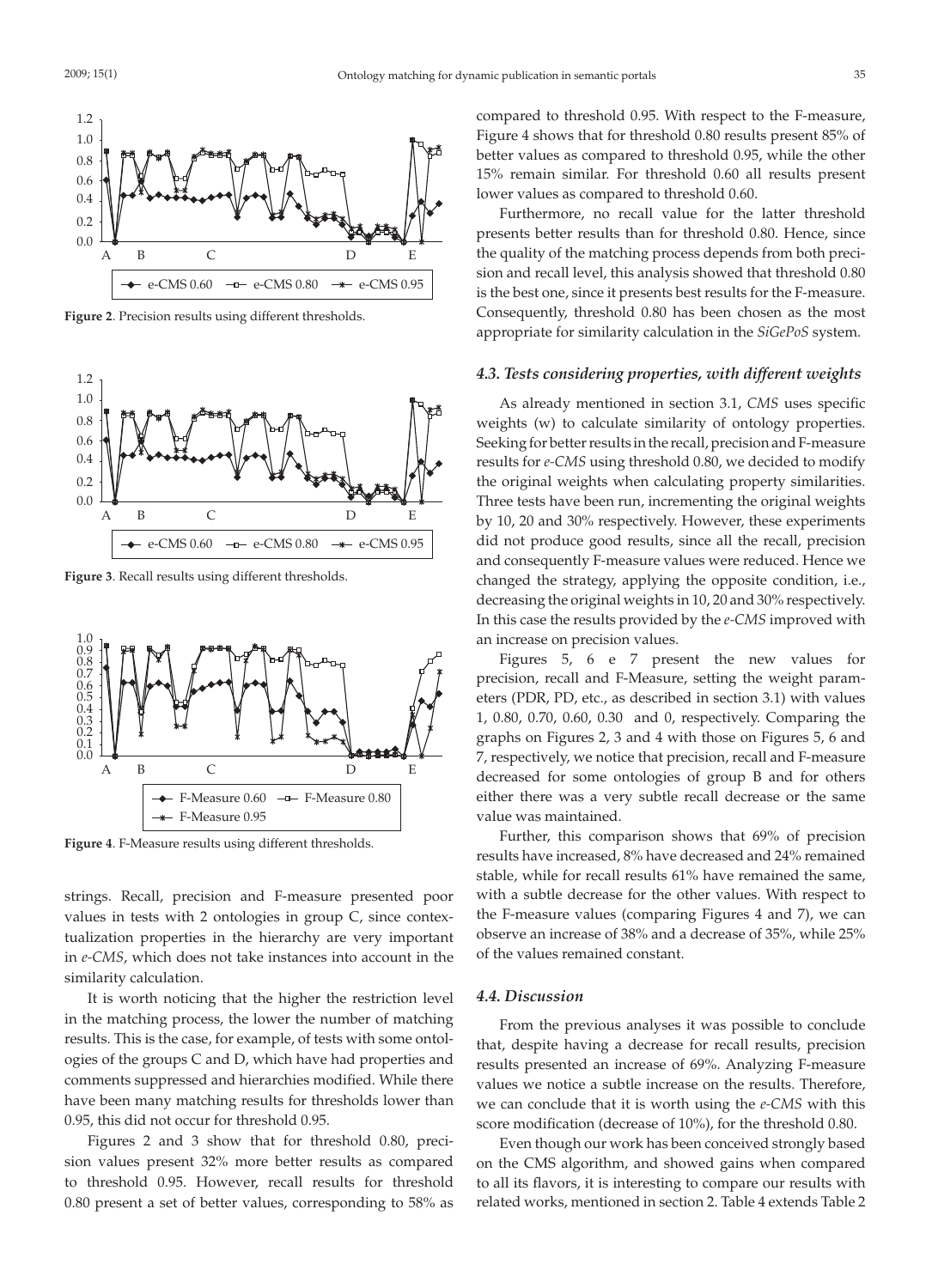Figure 2. Precision results using different thresholds.

Figure 3. Recall results using different thresholds.

Figure 4. F-Measure results using different thresholds.

strings. Recall, precision and F-measure presented poor values in tests with 2 ontologies in group C, since contextualization properties in the hierarchy are very important in *e-CMS*, which does not take instances into account in the similarity calculation.

It is worth noticing that the higher the restriction level in the matching process, the lower the number of matching results. This is the case, for example, of tests with some ontologies of the groups C and D, which have had properties and comments suppressed and hierarchies modified. While there have been many matching results for thresholds lower than 0.95, this did not occur for threshold 0.95.

Figures 2 and 3 show that for threshold 0.80, precision values present 32% more better results as compared to threshold 0.95. However, recall results for threshold 0.80 present a set of better values, corresponding to 58% as compared to threshold 0.95. With respect to the F-measure, Figure 4 shows that for threshold 0.80 results present 85% of better values as compared to threshold 0.95, while the other 15% remain similar. For threshold 0.60 all results present lower values as compared to threshold 0.60.

Furthermore, no recall value for the latter threshold presents better results than for threshold 0.80. Hence, since the quality of the matching process depends from both precision and recall level, this analysis showed that threshold 0.80 is the best one, since it presents best results for the F-measure. Consequently, threshold 0.80 has been chosen as the most appropriate for similarity calculation in the *SiGePoS* system.

### *4.3. Tests considering properties, with different weights*

As already mentioned in section 3.1, *CMS* uses specific weights (w) to calculate similarity of ontology properties. Seeking for better results in the recall, precision and F-measure results for *e-CMS* using threshold 0.80, we decided to modify the original weights when calculating property similarities. Three tests have been run, incrementing the original weights by 10, 20 and 30% respectively. However, these experiments did not produce good results, since all the recall, precision and consequently F-measure values were reduced. Hence we changed the strategy, applying the opposite condition, i.e., decreasing the original weights in 10, 20 and 30% respectively. In this case the results provided by the *e-CMS* improved with an increase on precision values.

Figures 5, 6 e 7 present the new values for precision, recall and F-Measure, setting the weight parameters (PDR, PD, etc., as described in section 3.1) with values 1, 0.80, 0.70, 0.60, 0.30 and 0, respectively. Comparing the graphs on Figures 2, 3 and 4 with those on Figures 5, 6 and 7, respectively, we notice that precision, recall and F-measure decreased for some ontologies of group B and for others either there was a very subtle recall decrease or the same value was maintained.

Further, this comparison shows that 69% of precision results have increased, 8% have decreased and 24% remained stable, while for recall results 61% have remained the same, with a subtle decrease for the other values. With respect to the F-measure values (comparing Figures 4 and 7), we can observe an increase of 38% and a decrease of 35%, while 25% of the values remained constant.

### *4.4. Discussion*

From the previous analyses it was possible to conclude that, despite having a decrease for recall results, precision results presented an increase of 69%. Analyzing F-measure values we notice a subtle increase on the results. Therefore, we can conclude that it is worth using the *e-CMS* with this score modification (decrease of 10%), for the threshold 0.80.

Even though our work has been conceived strongly based on the CMS algorithm, and showed gains when compared to all its flavors, it is interesting to compare our results with related works, mentioned in section 2. Table 4 extends Table 2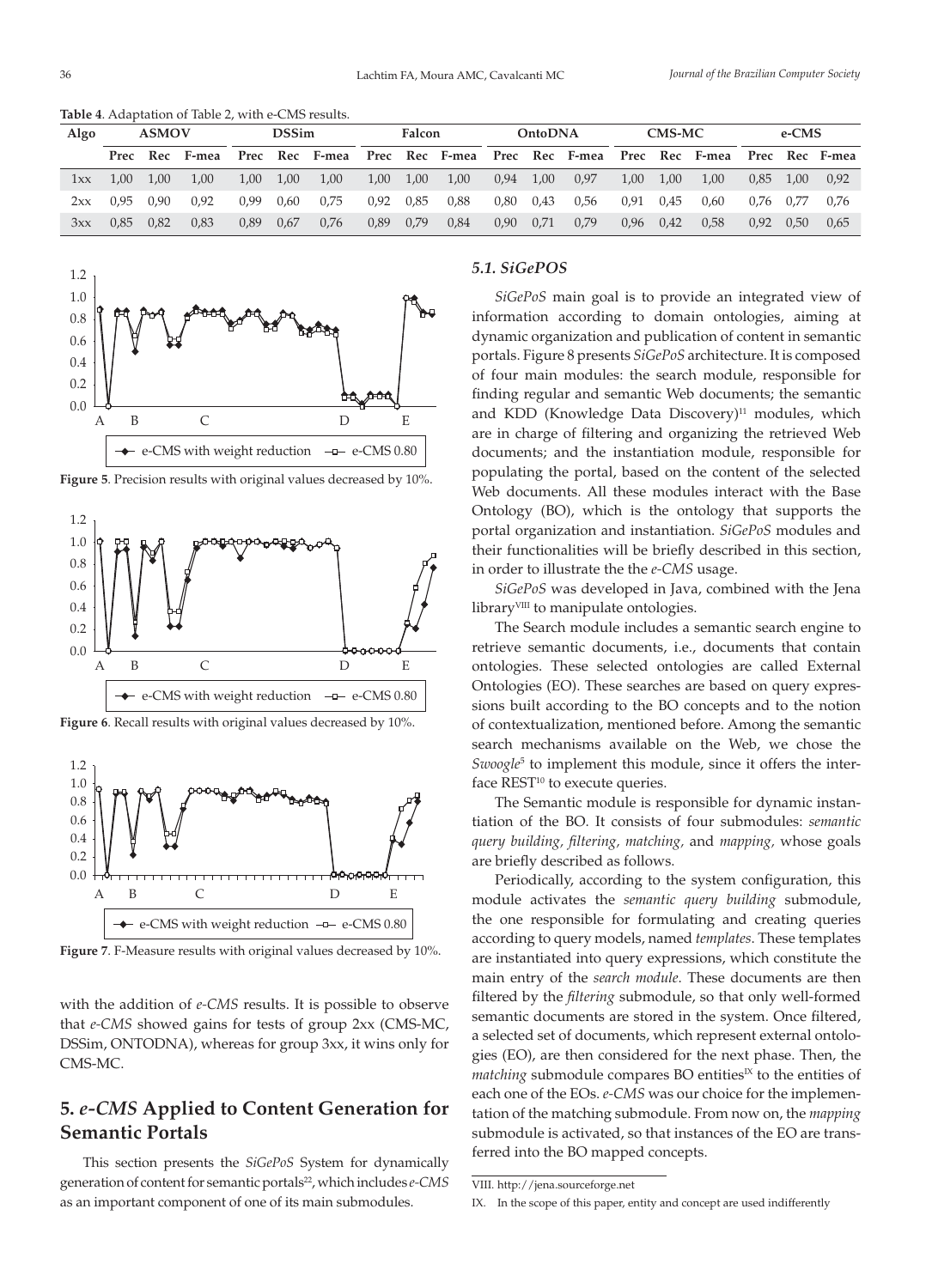**Table 4**. Adaptation of Table 2, with e-CMS results.

| Algo | ASMOV | | | DSSim | | | Falcon | | | OntoDNA | | | CMS-MC | | | e-CMS | | |
|---|---|---|---|---|---|---|---|---|---|---|---|---|---|---|---|---|---|---|
| | Prec | Rec | F-mea | Prec | Rec | F-mea | Prec | Rec | F-mea | Prec | Rec | F-mea | Prec | Rec | F-mea | Prec | Rec | F-mea |
| 1xx | 1,00 | 1,00 | 1,00 | 1,00 | 1,00 | 1,00 | 1,00 | 1,00 | 1,00 | 0,94 | 1,00 | 0,97 | 1,00 | 1,00 | 1,00 | 0,85 | 1,00 | 0,92 |
| 2xx | 0,95 | 0,90 | 0,92 | 0,99 | 0,60 | 0,75 | 0,92 | 0,85 | 0,88 | 0,80 | 0,43 | 0,56 | 0,91 | 0,45 | 0,60 | 0,76 | 0,77 | 0,76 |
| 3xx | 0,85 | 0,82 | 0,83 | 0,89 | 0,67 | 0,76 | 0,89 | 0,79 | 0,84 | 0,90 | 0,71 | 0,79 | 0,96 | 0,42 | 0,58 | 0,92 | 0,50 | 0,65 |

**Figure 5**. Precision results with original values decreased by 10%.

**Figure 6**. Recall results with original values decreased by 10%.

**Figure 7**. F-Measure results with original values decreased by 10%.

with the addition of *e-CMS* results. It is possible to observe that *e-CMS* showed gains for tests of group 2xx (CMS-MC, DSSim, ONTODNA), whereas for group 3xx, it wins only for CMS-MC.

## 5. *e-CMS* Applied to Content Generation for Semantic Portals

This section presents the *SiGePoS* System for dynamically generation of content for semantic portals[22], which includes *e-CMS* as an important component of one of its main submodules.

### 5.1. *SiGePOS*

*SiGePoS* main goal is to provide an integrated view of information according to domain ontologies, aiming at dynamic organization and publication of content in semantic portals. Figure 8 presents *SiGePoS* architecture. It is composed of four main modules: the search module, responsible for finding regular and semantic Web documents; the semantic and KDD (Knowledge Data Discovery)[11] modules, which are in charge of filtering and organizing the retrieved Web documents; and the instantiation module, responsible for populating the portal, based on the content of the selected Web documents. All these modules interact with the Base Ontology (BO), which is the ontology that supports the portal organization and instantiation. *SiGePoS* modules and their functionalities will be briefly described in this section, in order to illustrate the the *e-CMS* usage.

*SiGePoS* was developed in Java, combined with the Jena library[VIII] to manipulate ontologies.

The Search module includes a semantic search engine to retrieve semantic documents, i.e., documents that contain ontologies. These selected ontologies are called External Ontologies (EO). These searches are based on query expressions built according to the BO concepts and to the notion of contextualization, mentioned before. Among the semantic search mechanisms available on the Web, we chose the *Swoogle*[5] to implement this module, since it offers the interface REST[10] to execute queries.

The Semantic module is responsible for dynamic instantiation of the BO. It consists of four submodules: *semantic query building, filtering, matching,* and *mapping,* whose goals are briefly described as follows.

Periodically, according to the system configuration, this module activates the *semantic query building* submodule, the one responsible for formulating and creating queries according to query models, named *templates*. These templates are instantiated into query expressions, which constitute the main entry of the *search module*. These documents are then filtered by the *filtering* submodule, so that only well-formed semantic documents are stored in the system. Once filtered, a selected set of documents, which represent external ontologies (EO), are then considered for the next phase. Then, the *matching* submodule compares BO entities[IX] to the entities of each one of the EOs. *e-CMS* was our choice for the implementation of the matching submodule. From now on, the *mapping* submodule is activated, so that instances of the EO are transferred into the BO mapped concepts.

VIII. http://jena.sourceforge.net

IX. In the scope of this paper, entity and concept are used indifferently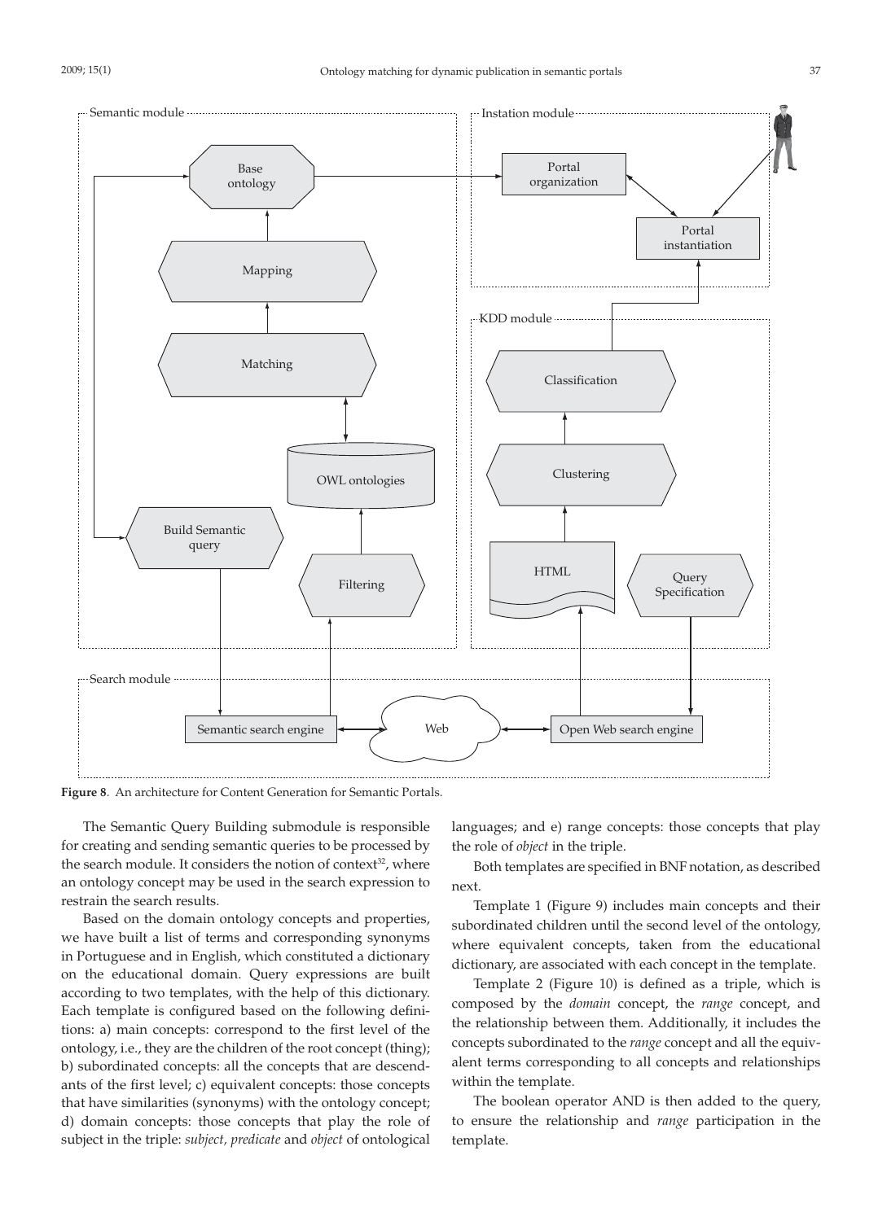**Figure 8**. An architecture for Content Generation for Semantic Portals.

The Semantic Query Building submodule is responsible for creating and sending semantic queries to be processed by the search module. It considers the notion of context[32], where an ontology concept may be used in the search expression to restrain the search results.

Based on the domain ontology concepts and properties, we have built a list of terms and corresponding synonyms in Portuguese and in English, which constituted a dictionary on the educational domain. Query expressions are built according to two templates, with the help of this dictionary. Each template is configured based on the following definitions: a) main concepts: correspond to the first level of the ontology, i.e., they are the children of the root concept (thing); b) subordinated concepts: all the concepts that are descendants of the first level; c) equivalent concepts: those concepts that have similarities (synonyms) with the ontology concept; d) domain concepts: those concepts that play the role of subject in the triple: *subject*, *predicate* and *object* of ontological languages; and e) range concepts: those concepts that play the role of *object* in the triple.

Both templates are specified in BNF notation, as described next.

Template 1 (Figure 9) includes main concepts and their subordinated children until the second level of the ontology, where equivalent concepts, taken from the educational dictionary, are associated with each concept in the template.

Template 2 (Figure 10) is defined as a triple, which is composed by the *domain* concept, the *range* concept, and the relationship between them. Additionally, it includes the concepts subordinated to the *range* concept and all the equivalent terms corresponding to all concepts and relationships within the template.

The boolean operator AND is then added to the query, to ensure the relationship and *range* participation in the template.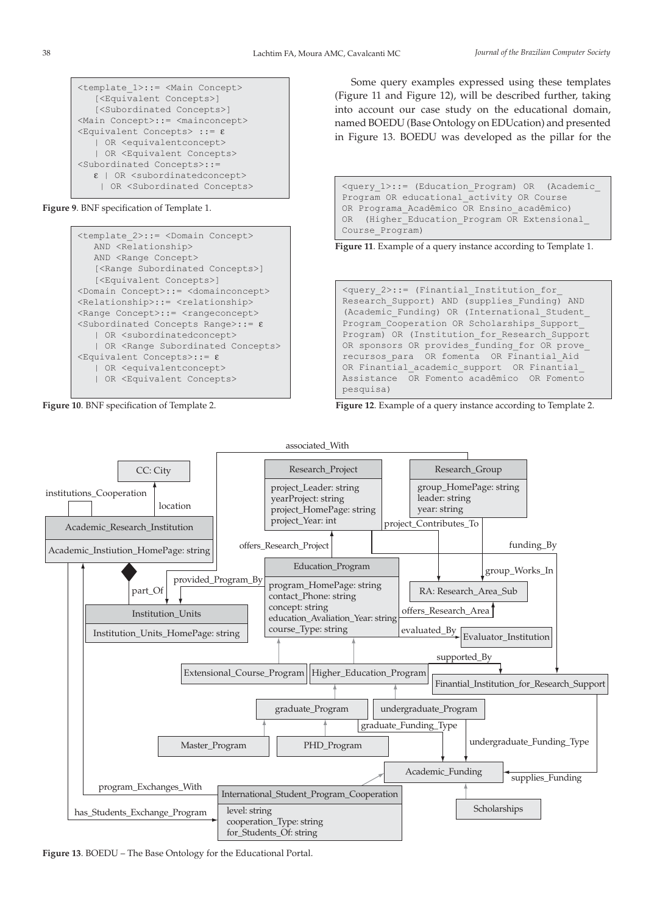```
<template_1>::= <Main Concept>
   [<Equivalent Concepts>]
   [<Subordinated Concepts>]
<Main Concept>::= <mainconcept>
<Equivalent Concepts> ::= ε
   | OR <equivalentconcept>
   | OR <Equivalent Concepts>
<Subordinated Concepts>::=
   ε | OR <subordinatedconcept>
    | OR <Subordinated Concepts>
```

**Figure 9**. BNF specification of Template 1.

```
<template_2>::= <Domain Concept>
   AND <Relationship>
   AND <Range Concept>
   [<Range Subordinated Concepts>]
   [<Equivalent Concepts>]
<Domain Concept>::= <domainconcept>
<Relationship>::= <relationship>
<Range Concept>::= <rangeconcept>
<Subordinated Concepts Range>::= ε
   | OR <subordinatedconcept>
   | OR <Range Subordinated Concepts>
<Equivalent Concepts>::= ε
   | OR <equivalentconcept>
   | OR <Equivalent Concepts>
```

**Figure 10**. BNF specification of Template 2.

Some query examples expressed using these templates (Figure 11 and Figure 12), will be described further, taking into account our case study on the educational domain, named BOEDU (Base Ontology on EDUcation) and presented in Figure 13. BOEDU was developed as the pillar for the

```
<query_1>::= (Education_Program) OR  (Academic_
Program OR educational_activity OR Course
OR Programa_Acadêmico OR Ensino_acadêmico)
OR  (Higher_Education_Program OR Extensional_
Course_Program)
```

**Figure 11**. Example of a query instance according to Template 1.

```
<query_2>::= (Finantial_Institution_for_
Research_Support) AND (supplies_Funding) AND
(Academic_Funding) OR (International_Student_
Program_Cooperation OR Scholarships_Support_
Program) OR (Institution_for_Research_Support
OR sponsors OR provides_funding_for OR prove_
recursos_para  OR fomenta  OR Finantial_Aid
OR Finantial_academic_support  OR Finantial_
Assistance  OR Fomento acadêmico  OR Fomento
pesquisa)
```

**Figure 12**. Example of a query instance according to Template 2.

**Figure 13**. BOEDU – The Base Ontology for the Educational Portal.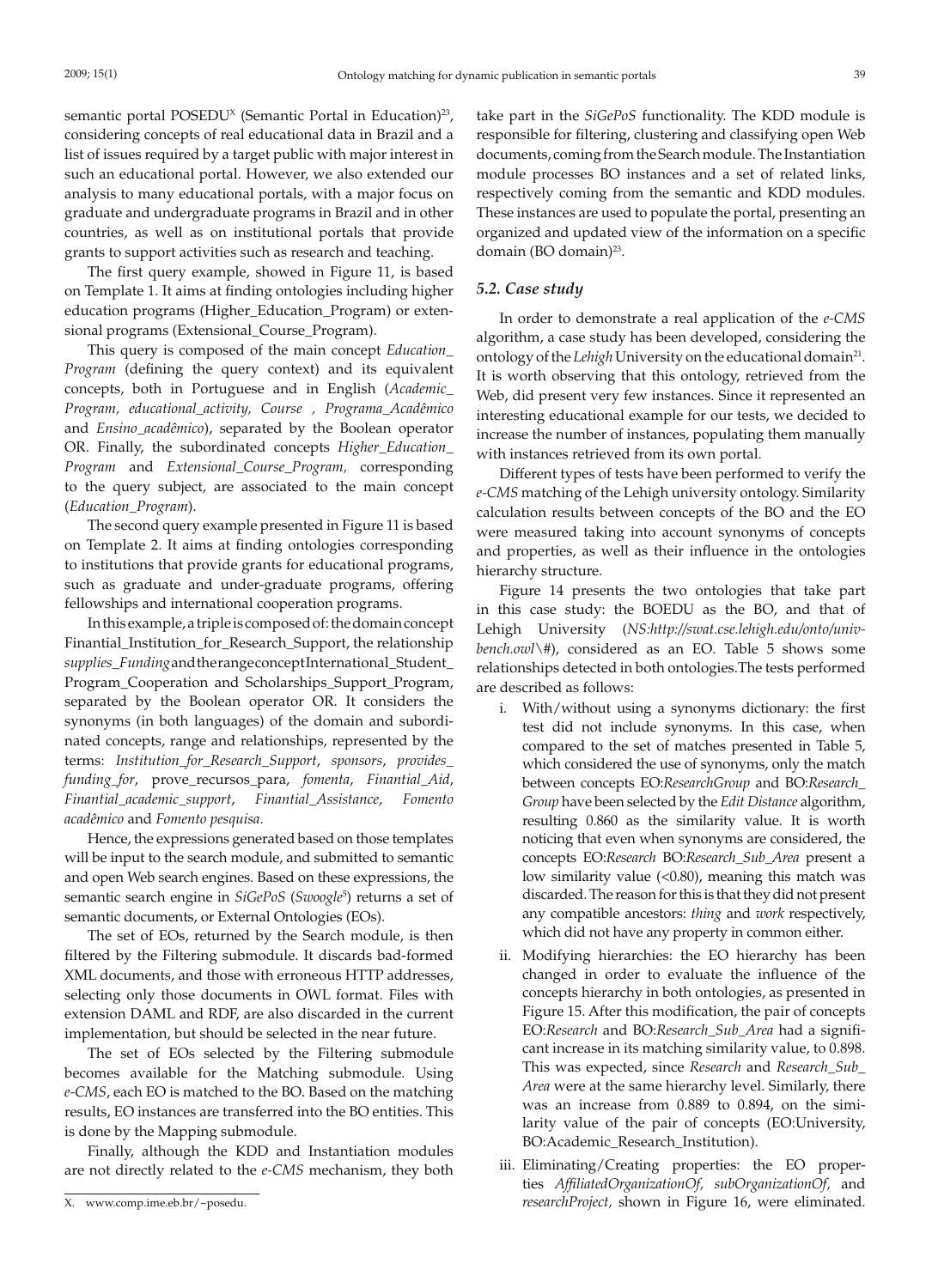semantic portal POSEDU[X] (Semantic Portal in Education)[23], considering concepts of real educational data in Brazil and a list of issues required by a target public with major interest in such an educational portal. However, we also extended our analysis to many educational portals, with a major focus on graduate and undergraduate programs in Brazil and in other countries, as well as on institutional portals that provide grants to support activities such as research and teaching.

The first query example, showed in Figure 11, is based on Template 1. It aims at finding ontologies including higher education programs (Higher_Education_Program) or extensional programs (Extensional_Course_Program).

This query is composed of the main concept *Education_Program* (defining the query context) and its equivalent concepts, both in Portuguese and in English (*Academic_Program, educational_activity, Course , Programa_Acadêmico* and *Ensino_acadêmico*), separated by the Boolean operator OR. Finally, the subordinated concepts *Higher_Education_Program* and *Extensional_Course_Program,* corresponding to the query subject, are associated to the main concept (*Education_Program*).

The second query example presented in Figure 11 is based on Template 2. It aims at finding ontologies corresponding to institutions that provide grants for educational programs, such as graduate and under-graduate programs, offering fellowships and international cooperation programs.

In this example, a triple is composed of: the domain concept Finantial_Institution_for_Research_Support, the relationship *supplies_Funding* and the range concept International_Student_Program_Cooperation and Scholarships_Support_Program, separated by the Boolean operator OR. It considers the synonyms (in both languages) of the domain and subordinated concepts, range and relationships, represented by the terms: *Institution_for_Research_Support*, *sponsors*, *provides_funding_for*, prove_recursos_para, *fomenta*, *Finantial_Aid*, *Finantial_academic_support*, *Finantial_Assistance*, *Fomento acadêmico* and *Fomento pesquisa*.

Hence, the expressions generated based on those templates will be input to the search module, and submitted to semantic and open Web search engines. Based on these expressions, the semantic search engine in *SiGePoS* (*Swoogle*[5]) returns a set of semantic documents, or External Ontologies (EOs).

The set of EOs, returned by the Search module, is then filtered by the Filtering submodule. It discards bad-formed XML documents, and those with erroneous HTTP addresses, selecting only those documents in OWL format. Files with extension DAML and RDF, are also discarded in the current implementation, but should be selected in the near future.

The set of EOs selected by the Filtering submodule becomes available for the Matching submodule. Using *e-CMS*, each EO is matched to the BO. Based on the matching results, EO instances are transferred into the BO entities. This is done by the Mapping submodule.

Finally, although the KDD and Instantiation modules are not directly related to the *e-CMS* mechanism, they both take part in the *SiGePoS* functionality. The KDD module is responsible for filtering, clustering and classifying open Web documents, coming from the Search module. The Instantiation module processes BO instances and a set of related links, respectively coming from the semantic and KDD modules. These instances are used to populate the portal, presenting an organized and updated view of the information on a specific domain (BO domain)[23].

### 5.2. Case study

In order to demonstrate a real application of the *e-CMS* algorithm, a case study has been developed, considering the ontology of the *Lehigh* University on the educational domain[21]. It is worth observing that this ontology, retrieved from the Web, did present very few instances. Since it represented an interesting educational example for our tests, we decided to increase the number of instances, populating them manually with instances retrieved from its own portal.

Different types of tests have been performed to verify the *e-CMS* matching of the Lehigh university ontology. Similarity calculation results between concepts of the BO and the EO were measured taking into account synonyms of concepts and properties, as well as their influence in the ontologies hierarchy structure.

Figure 14 presents the two ontologies that take part in this case study: the BOEDU as the BO, and that of Lehigh University (*NS:http://swat.cse.lehigh.edu/onto/univ-bench.owl\#*), considered as an EO. Table 5 shows some relationships detected in both ontologies.The tests performed are described as follows:

i. With/without using a synonyms dictionary: the first test did not include synonyms. In this case, when compared to the set of matches presented in Table 5, which considered the use of synonyms, only the match between concepts EO:*ResearchGroup* and BO:*Research_Group* have been selected by the *Edit Distance* algorithm, resulting 0.860 as the similarity value. It is worth noticing that even when synonyms are considered, the concepts EO:*Research* BO:*Research_Sub_Area* present a low similarity value (<0.80), meaning this match was discarded. The reason for this is that they did not present any compatible ancestors: *thing* and *work* respectively, which did not have any property in common either.
ii. Modifying hierarchies: the EO hierarchy has been changed in order to evaluate the influence of the concepts hierarchy in both ontologies, as presented in Figure 15. After this modification, the pair of concepts EO:*Research* and BO:*Research_Sub_Area* had a significant increase in its matching similarity value, to 0.898. This was expected, since *Research* and *Research_Sub_Area* were at the same hierarchy level. Similarly, there was an increase from 0.889 to 0.894, on the similarity value of the pair of concepts (EO:University, BO:Academic_Research_Institution).
iii. Eliminating/Creating properties: the EO properties *AffiliatedOrganizationOf, subOrganizationOf,* and *researchProject,* shown in Figure 16, were eliminated.

X. www.comp.ime.eb.br/~posedu.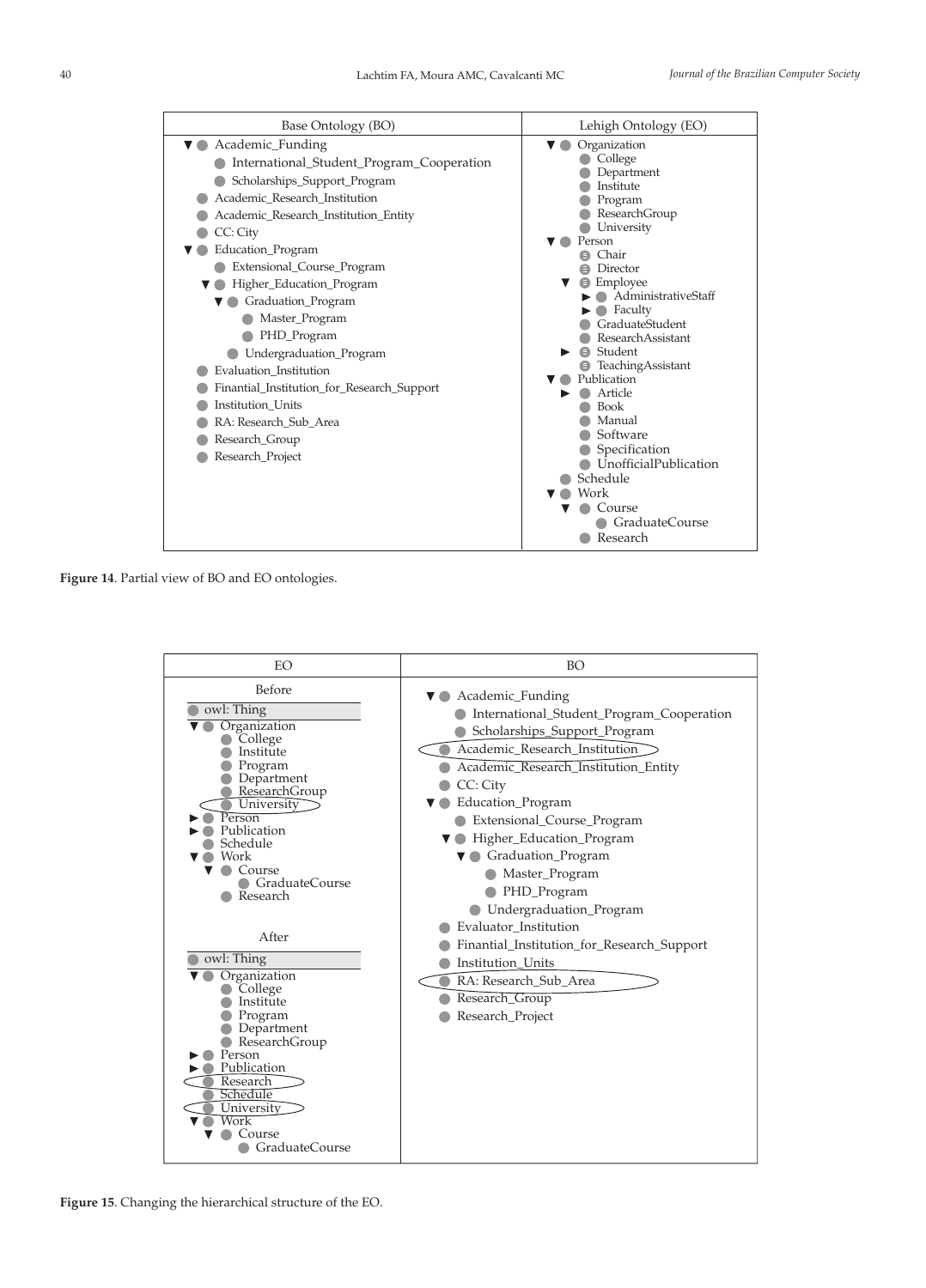| Base Ontology (BO) | Lehigh Ontology (EO) |
|---|---|
| ▼ Academic_Funding | ▼ Organization |
| International_Student_Program_Cooperation | College |
| Scholarships_Support_Program | Department |
| Academic_Research_Institution | Institute |
| Academic_Research_Institution_Entity | Program |
| CC: City | ResearchGroup |
| ▼ Education_Program | University |
| Extensional_Course_Program | ▼ Person |
| ▼ Higher_Education_Program | Chair |
| ▼ Graduation_Program | Director |
| Master_Program | ▼ Employee |
| PHD_Program | ► AdministrativeStaff |
| Undergraduation_Program | ► Faculty |
| Evaluation_Institution | GraduateStudent |
| Finantial_Institution_for_Research_Support | ResearchAssistant |
| Institution_Units | ► Student |
| RA: Research_Sub_Area | TeachingAssistant |
| Research_Group | ▼ Publication |
| Research_Project | ► Article |
| | Book |
| | Manual |
| | Software |
| | Specification |
| | UnofficialPublication |
| | Schedule |
| | ▼ Work |
| | ▼ Course |
| | GraduateCourse |
| | Research |

**Figure 14**. Partial view of BO and EO ontologies.

| EO | BO |
|---|---|
| **Before** | ▼ Academic_Funding |
| owl: Thing | International_Student_Program_Cooperation |
| ▼ Organization | Scholarships_Support_Program |
| College | Academic_Research_Institution (circled) |
| Institute | Academic_Research_Institution_Entity |
| Program | CC: City |
| Department | ▼ Education_Program |
| ResearchGroup | Extensional_Course_Program |
| University (circled) | ▼ Higher_Education_Program |
| ► Person | ▼ Graduation_Program |
| ► Publication | Master_Program |
| Schedule | PHD_Program |
| ▼ Work | Undergraduation_Program |
| ▼ Course | Evaluator_Institution |
| GraduateCourse | Finantial_Institution_for_Research_Support |
| Research | Institution_Units |
| **After** | RA: Research_Sub_Area (circled) |
| owl: Thing | Research_Group |
| ▼ Organization | Research_Project |
| College | |
| Institute | |
| Program | |
| Department | |
| ResearchGroup | |
| ► Person | |
| ► Publication | |
| Research (circled) | |
| Schedule | |
| University (circled) | |
| ▼ Work | |
| ▼ Course | |
| GraduateCourse | |

**Figure 15**. Changing the hierarchical structure of the EO.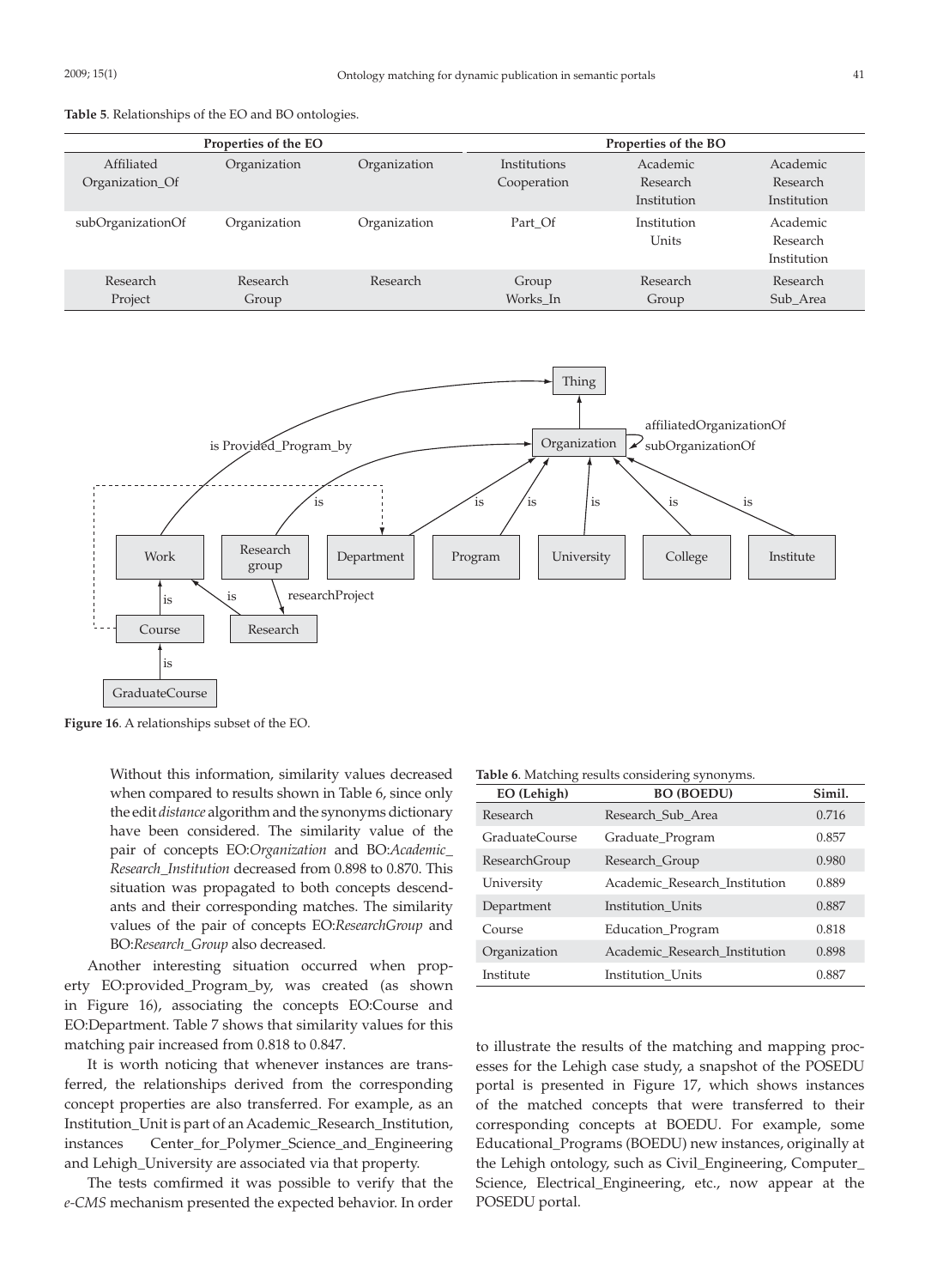**Table 5**. Relationships of the EO and BO ontologies.

| Properties of the EO | | | Properties of the BO | | |
|---|---|---|---|---|---|
| Affiliated Organization_Of | Organization | Organization | Institutions Cooperation | Academic Research Institution | Academic Research Institution |
| subOrganizationOf | Organization | Organization | Part_Of | Institution Units | Academic Research Institution |
| Research Project | Research Group | Research | Group Works_In | Research Group | Research Sub_Area |

**Figure 16**. A relationships subset of the EO.

Without this information, similarity values decreased when compared to results shown in Table 6, since only the edit *distance* algorithm and the synonyms dictionary have been considered. The similarity value of the pair of concepts EO:*Organization* and BO:*Academic_Research_Institution* decreased from 0.898 to 0.870. This situation was propagated to both concepts descendants and their corresponding matches. The similarity values of the pair of concepts EO:*ResearchGroup* and BO:*Research_Group* also decreased.

Another interesting situation occurred when property EO:provided_Program_by, was created (as shown in Figure 16), associating the concepts EO:Course and EO:Department. Table 7 shows that similarity values for this matching pair increased from 0.818 to 0.847.

It is worth noticing that whenever instances are transferred, the relationships derived from the corresponding concept properties are also transferred. For example, as an Institution_Unit is part of an Academic_Research_Institution, instances Center_for_Polymer_Science_and_Engineering and Lehigh_University are associated via that property.

The tests comfirmed it was possible to verify that the *e-CMS* mechanism presented the expected behavior. In order to illustrate the results of the matching and mapping processes for the Lehigh case study, a snapshot of the POSEDU portal is presented in Figure 17, which shows instances of the matched concepts that were transferred to their corresponding concepts at BOEDU. For example, some Educational_Programs (BOEDU) new instances, originally at the Lehigh ontology, such as Civil_Engineering, Computer_Science, Electrical_Engineering, etc., now appear at the POSEDU portal.

**Table 6**. Matching results considering synonyms.

| EO (Lehigh) | BO (BOEDU) | Simil. |
|---|---|---|
| Research | Research_Sub_Area | 0.716 |
| GraduateCourse | Graduate_Program | 0.857 |
| ResearchGroup | Research_Group | 0.980 |
| University | Academic_Research_Institution | 0.889 |
| Department | Institution_Units | 0.887 |
| Course | Education_Program | 0.818 |
| Organization | Academic_Research_Institution | 0.898 |
| Institute | Institution_Units | 0.887 |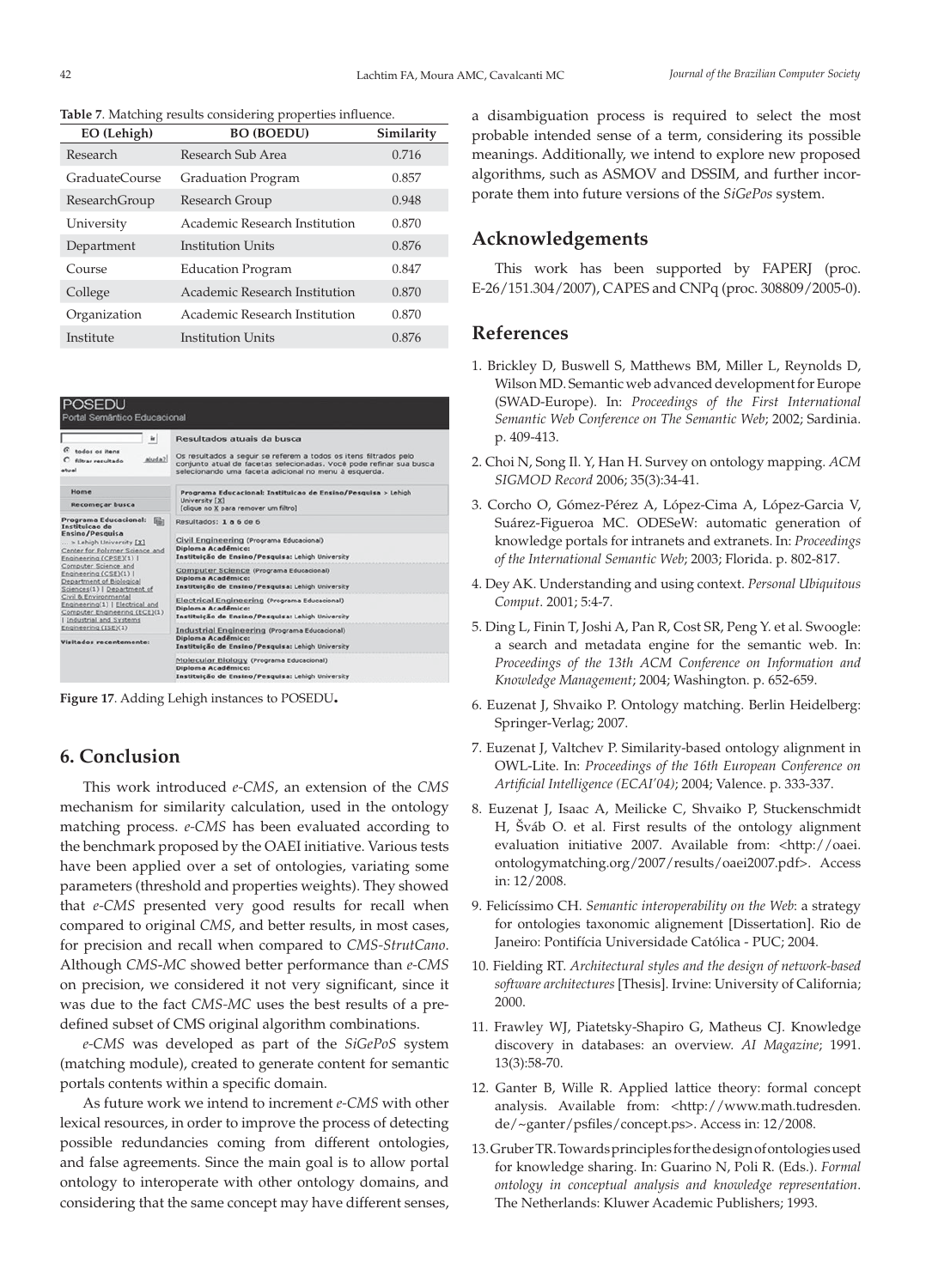**Table 7**. Matching results considering properties influence.

| EO (Lehigh) | BO (BOEDU) | Similarity |
|---|---|---|
| Research | Research Sub Area | 0.716 |
| GraduateCourse | Graduation Program | 0.857 |
| ResearchGroup | Research Group | 0.948 |
| University | Academic Research Institution | 0.870 |
| Department | Institution Units | 0.876 |
| Course | Education Program | 0.847 |
| College | Academic Research Institution | 0.870 |
| Organization | Academic Research Institution | 0.870 |
| Institute | Institution Units | 0.876 |

**Figure 17**. Adding Lehigh instances to POSEDU.

## 6. Conclusion

This work introduced *e-CMS*, an extension of the *CMS* mechanism for similarity calculation, used in the ontology matching process. *e-CMS* has been evaluated according to the benchmark proposed by the OAEI initiative. Various tests have been applied over a set of ontologies, variating some parameters (threshold and properties weights). They showed that *e-CMS* presented very good results for recall when compared to original *CMS*, and better results, in most cases, for precision and recall when compared to *CMS-StrutCano*. Although *CMS-MC* showed better performance than *e-CMS* on precision, we considered it not very significant, since it was due to the fact *CMS-MC* uses the best results of a pre-defined subset of CMS original algorithm combinations.

*e-CMS* was developed as part of the *SiGePoS* system (matching module), created to generate content for semantic portals contents within a specific domain.

As future work we intend to increment *e-CMS* with other lexical resources, in order to improve the process of detecting possible redundancies coming from different ontologies, and false agreements. Since the main goal is to allow portal ontology to interoperate with other ontology domains, and considering that the same concept may have different senses, a disambiguation process is required to select the most probable intended sense of a term, considering its possible meanings. Additionally, we intend to explore new proposed algorithms, such as ASMOV and DSSIM, and further incorporate them into future versions of the *SiGePos* system.

## Acknowledgements

This work has been supported by FAPERJ (proc. E-26/151.304/2007), CAPES and CNPq (proc. 308809/2005-0).

## References

1. Brickley D, Buswell S, Matthews BM, Miller L, Reynolds D, Wilson MD. Semantic web advanced development for Europe (SWAD-Europe). In: *Proceedings of the First International Semantic Web Conference on The Semantic Web*; 2002; Sardinia. p. 409-413.
2. Choi N, Song Il. Y, Han H. Survey on ontology mapping. *ACM SIGMOD Record* 2006; 35(3):34-41.
3. Corcho O, Gómez-Pérez A, López-Cima A, López-Garcia V, Suárez-Figueroa MC. ODESeW: automatic generation of knowledge portals for intranets and extranets. In: *Proceedings of the International Semantic Web*; 2003; Florida. p. 802-817.
4. Dey AK. Understanding and using context. *Personal Ubiquitous Comput*. 2001; 5:4-7.
5. Ding L, Finin T, Joshi A, Pan R, Cost SR, Peng Y. et al. Swoogle: a search and metadata engine for the semantic web. In: *Proceedings of the 13th ACM Conference on Information and Knowledge Management*; 2004; Washington. p. 652-659.
6. Euzenat J, Shvaiko P. Ontology matching. Berlin Heidelberg: Springer-Verlag; 2007.
7. Euzenat J, Valtchev P. Similarity-based ontology alignment in OWL-Lite. In: *Proceedings of the 16th European Conference on Artificial Intelligence (ECAI'04)*; 2004; Valence. p. 333-337.
8. Euzenat J, Isaac A, Meilicke C, Shvaiko P, Stuckenschmidt H, Šváb O. et al. First results of the ontology alignment evaluation initiative 2007. Available from: <http://oaei.ontologymatching.org/2007/results/oaei2007.pdf>. Access in: 12/2008.
9. Felicíssimo CH. *Semantic interoperability on the Web*: a strategy for ontologies taxonomic alignement [Dissertation]. Rio de Janeiro: Pontifícia Universidade Católica - PUC; 2004.
10. Fielding RT. *Architectural styles and the design of network-based software architectures* [Thesis]. Irvine: University of California; 2000.
11. Frawley WJ, Piatetsky-Shapiro G, Matheus CJ. Knowledge discovery in databases: an overview. *AI Magazine*; 1991. 13(3):58-70.
12. Ganter B, Wille R. Applied lattice theory: formal concept analysis. Available from: <http://www.math.tudresden.de/~ganter/psfiles/concept.ps>. Access in: 12/2008.
13. Gruber TR. Towards principles for the design of ontologies used for knowledge sharing. In: Guarino N, Poli R. (Eds.). *Formal ontology in conceptual analysis and knowledge representation*. The Netherlands: Kluwer Academic Publishers; 1993.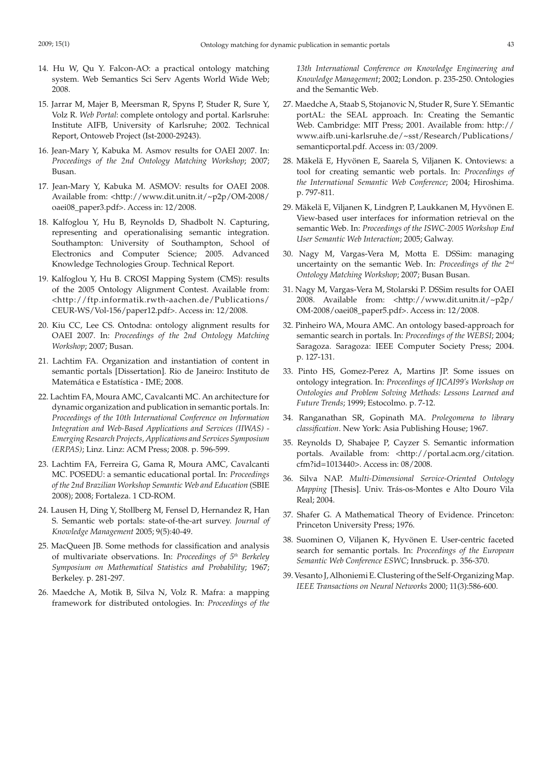14. Hu W, Qu Y. Falcon-AO: a practical ontology matching system. Web Semantics Sci Serv Agents World Wide Web; 2008.

15. Jarrar M, Majer B, Meersman R, Spyns P, Studer R, Sure Y, Volz R. *Web Portal*: complete ontology and portal. Karlsruhe: Institute AIFB, University of Karlsruhe; 2002. Technical Report, Ontoweb Project (Ist-2000-29243).

16. Jean-Mary Y, Kabuka M. Asmov results for OAEI 2007. In: *Proceedings of the 2nd Ontology Matching Workshop*; 2007; Busan.

17. Jean-Mary Y, Kabuka M. ASMOV: results for OAEI 2008. Available from: <http://www.dit.unitn.it/~p2p/OM-2008/oaei08_paper3.pdf>. Access in: 12/2008.

18. Kalfoglou Y, Hu B, Reynolds D, Shadbolt N. Capturing, representing and operationalising semantic integration. Southampton: University of Southampton, School of Electronics and Computer Science; 2005. Advanced Knowledge Technologies Group. Technical Report.

19. Kalfoglou Y, Hu B. CROSI Mapping System (CMS): results of the 2005 Ontology Alignment Contest. Available from: <http://ftp.informatik.rwth-aachen.de/Publications/CEUR-WS/Vol-156/paper12.pdf>. Access in: 12/2008.

20. Kiu CC, Lee CS. Ontodna: ontology alignment results for OAEI 2007. In: *Proceedings of the 2nd Ontology Matching Workshop*; 2007; Busan.

21. Lachtim FA. Organization and instantiation of content in semantic portals [Dissertation]. Rio de Janeiro: Instituto de Matemática e Estatística - IME; 2008.

22. Lachtim FA, Moura AMC, Cavalcanti MC. An architecture for dynamic organization and publication in semantic portals. In: *Proceedings of the 10th International Conference on Information Integration and Web-Based Applications and Services (IIWAS) - Emerging Research Projects, Applications and Services Symposium (ERPAS)*; Linz. Linz: ACM Press; 2008. p. 596-599.

23. Lachtim FA, Ferreira G, Gama R, Moura AMC, Cavalcanti MC. POSEDU: a semantic educational portal. In: *Proceedings of the 2nd Brazilian Workshop Semantic Web and Education* (SBIE 2008); 2008; Fortaleza. 1 CD-ROM.

24. Lausen H, Ding Y, Stollberg M, Fensel D, Hernandez R, Han S. Semantic web portals: state-of-the-art survey. *Journal of Knowledge Management* 2005; 9(5):40-49.

25. MacQueen JB. Some methods for classification and analysis of multivariate observations. In: *Proceedings of 5th Berkeley Symposium on Mathematical Statistics and Probability*; 1967; Berkeley. p. 281-297.

26. Maedche A, Motik B, Silva N, Volz R. Mafra: a mapping framework for distributed ontologies. In: *Proceedings of the 13th International Conference on Knowledge Engineering and Knowledge Management*; 2002; London. p. 235-250. Ontologies and the Semantic Web.

27. Maedche A, Staab S, Stojanovic N, Studer R, Sure Y. SEmantic portAL: the SEAL approach. In: Creating the Semantic Web. Cambridge: MIT Press; 2001. Available from: http://www.aifb.uni-karlsruhe.de/~sst/Research/Publications/semanticportal.pdf. Access in: 03/2009.

28. Mäkelä E, Hyvönen E, Saarela S, Viljanen K. Ontoviews: a tool for creating semantic web portals. In: *Proceedings of the International Semantic Web Conference*; 2004; Hiroshima. p. 797-811.

29. Mäkelä E, Viljanen K, Lindgren P, Laukkanen M, Hyvönen E. View-based user interfaces for information retrieval on the semantic Web. In: *Proceedings of the ISWC-2005 Workshop End User Semantic Web Interaction*; 2005; Galway.

30. Nagy M, Vargas-Vera M, Motta E. DSSim: managing uncertainty on the semantic Web. In: *Proceedings of the 2nd Ontology Matching Workshop*; 2007; Busan Busan.

31. Nagy M, Vargas-Vera M, Stolarski P. DSSim results for OAEI 2008. Available from: <http://www.dit.unitn.it/~p2p/OM-2008/oaei08_paper5.pdf>. Access in: 12/2008.

32. Pinheiro WA, Moura AMC. An ontology based-approach for semantic search in portals. In: *Proceedings of the WEBSI*; 2004; Saragoza. Saragoza: IEEE Computer Society Press; 2004. p. 127-131.

33. Pinto HS, Gomez-Perez A, Martins JP. Some issues on ontology integration. In: *Proceedings of IJCAI99's Workshop on Ontologies and Problem Solving Methods: Lessons Learned and Future Trends*; 1999; Estocolmo. p. 7-12.

34. Ranganathan SR, Gopinath MA. *Prolegomena to library classification*. New York: Asia Publishing House; 1967.

35. Reynolds D, Shabajee P, Cayzer S. Semantic information portals. Available from: <http://portal.acm.org/citation.cfm?id=1013440>. Access in: 08/2008.

36. Silva NAP. *Multi-Dimensional Service-Oriented Ontology Mapping* [Thesis]. Univ. Trás-os-Montes e Alto Douro Vila Real; 2004.

37. Shafer G. A Mathematical Theory of Evidence. Princeton: Princeton University Press; 1976.

38. Suominen O, Viljanen K, Hyvönen E. User-centric faceted search for semantic portals. In: *Proceedings of the European Semantic Web Conference ESWC*; Innsbruck. p. 356-370.

39. Vesanto J, Alhoniemi E. Clustering of the Self-Organizing Map. *IEEE Transactions on Neural Networks* 2000; 11(3):586-600.